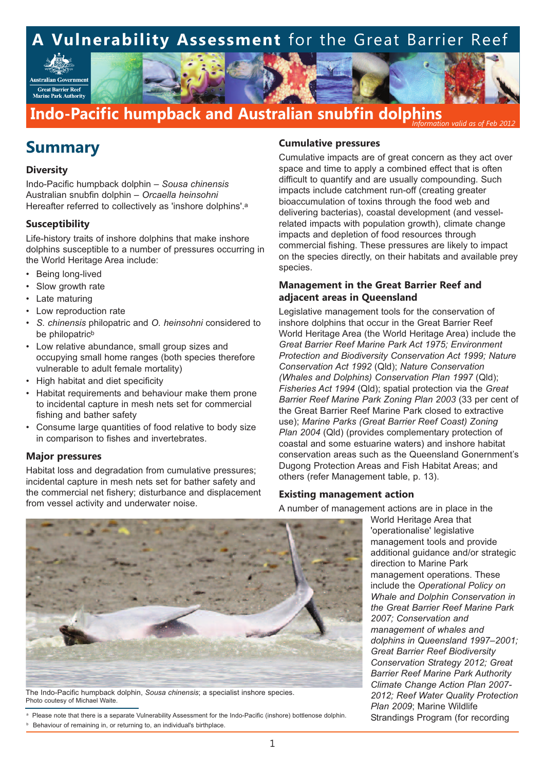# A Vulnerability Assessment for the Great Barrier Reef

## Indo-Pacific humpback and Australian snubfin dolphins

*Information valid as of Feb 2012*

## Summary

### Diversity

Indo-Pacific humpback dolphin – *Sousa chinensis*
Australian snubfin dolphin – *Orcaella heinsohni*
Hereafter referred to collectively as 'inshore dolphins'.[a]

### Susceptibility

Life-history traits of inshore dolphins that make inshore dolphins susceptible to a number of pressures occurring in the World Heritage Area include:

- Being long-lived
- Slow growth rate
- Late maturing
- Low reproduction rate
- *S. chinensis* philopatric and *O. heinsohni* considered to be philopatric[b]
- Low relative abundance, small group sizes and occupying small home ranges (both species therefore vulnerable to adult female mortality)
- High habitat and diet specificity
- Habitat requirements and behaviour make them prone to incidental capture in mesh nets set for commercial fishing and bather safety
- Consume large quantities of food relative to body size in comparison to fishes and invertebrates.

### Major pressures

Habitat loss and degradation from cumulative pressures; incidental capture in mesh nets set for bather safety and the commercial net fishery; disturbance and displacement from vessel activity and underwater noise.

The Indo-Pacific humpback dolphin, *Sousa chinensis*; a specialist inshore species. Photo coutesy of Michael Waite.

### Cumulative pressures

Cumulative impacts are of great concern as they act over space and time to apply a combined effect that is often difficult to quantify and are usually compounding. Such impacts include catchment run-off (creating greater bioaccumulation of toxins through the food web and delivering bacterias), coastal development (and vessel-related impacts with population growth), climate change impacts and depletion of food resources through commercial fishing. These pressures are likely to impact on the species directly, on their habitats and available prey species.

### Management in the Great Barrier Reef and adjacent areas in Queensland

Legislative management tools for the conservation of inshore dolphins that occur in the Great Barrier Reef World Heritage Area (the World Heritage Area) include the *Great Barrier Reef Marine Park Act 1975; Environment Protection and Biodiversity Conservation Act 1999; Nature Conservation Act 1992* (Qld); *Nature Conservation (Whales and Dolphins) Conservation Plan 1997* (Qld); *Fisheries Act 1994* (Qld); spatial protection via the *Great Barrier Reef Marine Park Zoning Plan 2003* (33 per cent of the Great Barrier Reef Marine Park closed to extractive use); *Marine Parks (Great Barrier Reef Coast) Zoning Plan 2004* (Qld) (provides complementary protection of coastal and some estuarine waters) and inshore habitat conservation areas such as the Queensland Gonernment's Dugong Protection Areas and Fish Habitat Areas; and others (refer Management table, p. 13).

### Existing management action

A number of management actions are in place in the World Heritage Area that 'operationalise' legislative management tools and provide additional guidance and/or strategic direction to Marine Park management operations. These include the *Operational Policy on Whale and Dolphin Conservation in the Great Barrier Reef Marine Park 2007; Conservation and management of whales and dolphins in Queensland 1997–2001; Great Barrier Reef Biodiversity Conservation Strategy 2012; Great Barrier Reef Marine Park Authority Climate Change Action Plan 2007-2012; Reef Water Quality Protection Plan 2009*; Marine Wildlife Strandings Program (for recording

---

[a] Please note that there is a separate Vulnerability Assessment for the Indo-Pacific (inshore) bottlenose dolphin.

[b] Behaviour of remaining in, or returning to, an individual's birthplace.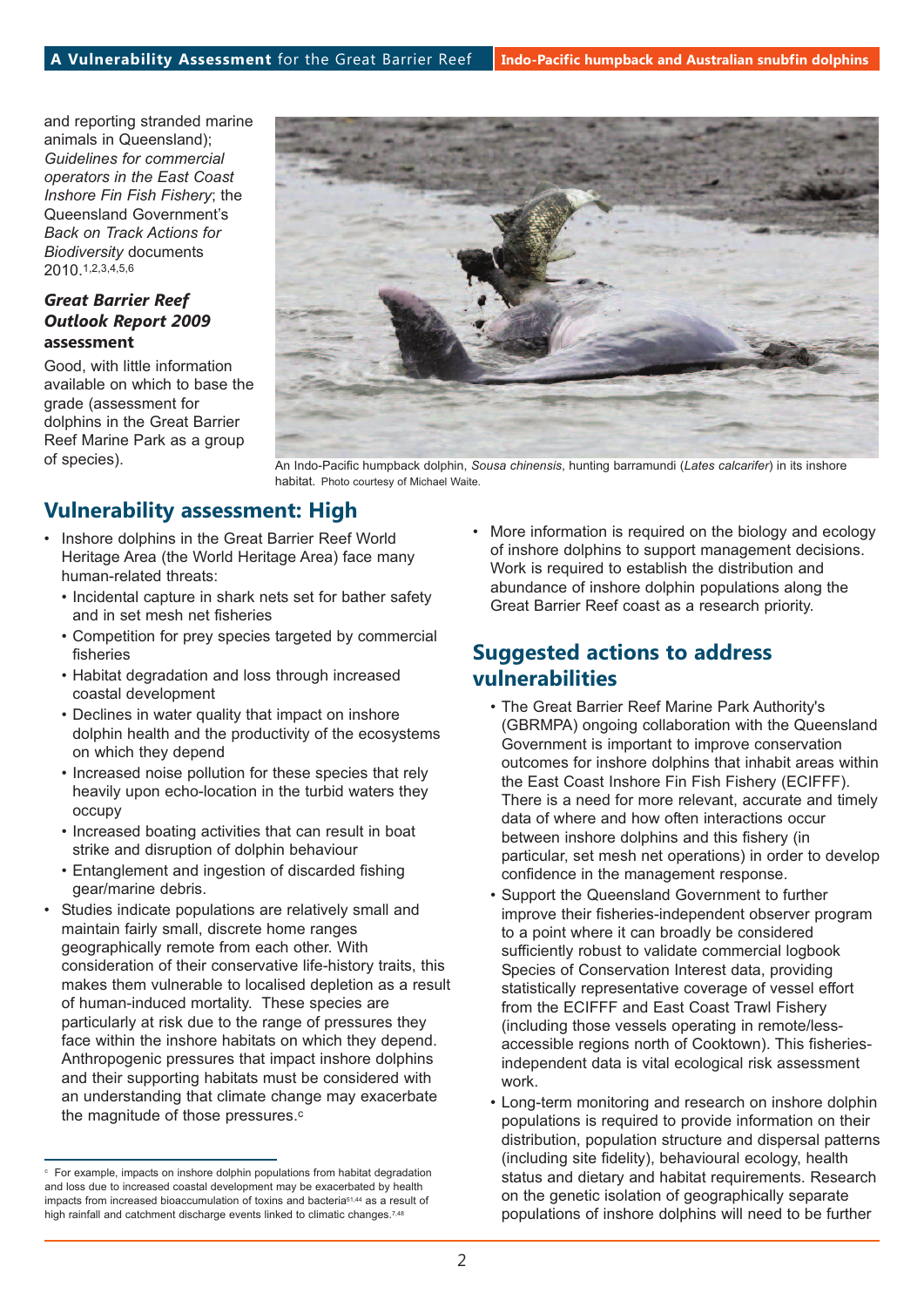and reporting stranded marine animals in Queensland); *Guidelines for commercial operators in the East Coast Inshore Fin Fish Fishery*; the Queensland Government's *Back on Track Actions for Biodiversity* documents 2010.[1,2,3,4,5,6]

***Great Barrier Reef Outlook Report 2009*** **assessment**

Good, with little information available on which to base the grade (assessment for dolphins in the Great Barrier Reef Marine Park as a group of species).

An Indo-Pacific humpback dolphin, *Sousa chinensis*, hunting barramundi (*Lates calcarifer*) in its inshore habitat. Photo courtesy of Michael Waite.

## Vulnerability assessment: High

- Inshore dolphins in the Great Barrier Reef World Heritage Area (the World Heritage Area) face many human-related threats:
  - Incidental capture in shark nets set for bather safety and in set mesh net fisheries
  - Competition for prey species targeted by commercial fisheries
  - Habitat degradation and loss through increased coastal development
  - Declines in water quality that impact on inshore dolphin health and the productivity of the ecosystems on which they depend
  - Increased noise pollution for these species that rely heavily upon echo-location in the turbid waters they occupy
  - Increased boating activities that can result in boat strike and disruption of dolphin behaviour
  - Entanglement and ingestion of discarded fishing gear/marine debris.
- Studies indicate populations are relatively small and maintain fairly small, discrete home ranges geographically remote from each other. With consideration of their conservative life-history traits, this makes them vulnerable to localised depletion as a result of human-induced mortality. These species are particularly at risk due to the range of pressures they face within the inshore habitats on which they depend. Anthropogenic pressures that impact inshore dolphins and their supporting habitats must be considered with an understanding that climate change may exacerbate the magnitude of those pressures.[c]
- More information is required on the biology and ecology of inshore dolphins to support management decisions. Work is required to establish the distribution and abundance of inshore dolphin populations along the Great Barrier Reef coast as a research priority.

[c] For example, impacts on inshore dolphin populations from habitat degradation and loss due to increased coastal development may be exacerbated by health impacts from increased bioaccumulation of toxins and bacteria[51,44] as a result of high rainfall and catchment discharge events linked to climatic changes.[7,48]

## Suggested actions to address vulnerabilities

- The Great Barrier Reef Marine Park Authority's (GBRMPA) ongoing collaboration with the Queensland Government is important to improve conservation outcomes for inshore dolphins that inhabit areas within the East Coast Inshore Fin Fish Fishery (ECIFFF). There is a need for more relevant, accurate and timely data of where and how often interactions occur between inshore dolphins and this fishery (in particular, set mesh net operations) in order to develop confidence in the management response.
- Support the Queensland Government to further improve their fisheries-independent observer program to a point where it can broadly be considered sufficiently robust to validate commercial logbook Species of Conservation Interest data, providing statistically representative coverage of vessel effort from the ECIFFF and East Coast Trawl Fishery (including those vessels operating in remote/less-accessible regions north of Cooktown). This fisheries-independent data is vital ecological risk assessment work.
- Long-term monitoring and research on inshore dolphin populations is required to provide information on their distribution, population structure and dispersal patterns (including site fidelity), behavioural ecology, health status and dietary and habitat requirements. Research on the genetic isolation of geographically separate populations of inshore dolphins will need to be further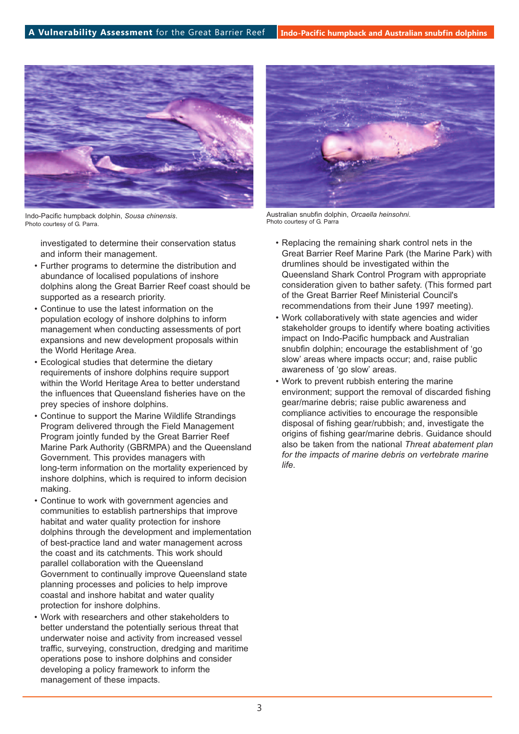Indo-Pacific humpback dolphin, *Sousa chinensis*.
Photo courtesy of G. Parra.

Australian snubfin dolphin, *Orcaella heinsohni*.
Photo courtesy of G. Parra

investigated to determine their conservation status and inform their management.

- Further programs to determine the distribution and abundance of localised populations of inshore dolphins along the Great Barrier Reef coast should be supported as a research priority.
- Continue to use the latest information on the population ecology of inshore dolphins to inform management when conducting assessments of port expansions and new development proposals within the World Heritage Area.
- Ecological studies that determine the dietary requirements of inshore dolphins require support within the World Heritage Area to better understand the influences that Queensland fisheries have on the prey species of inshore dolphins.
- Continue to support the Marine Wildlife Strandings Program delivered through the Field Management Program jointly funded by the Great Barrier Reef Marine Park Authority (GBRMPA) and the Queensland Government. This provides managers with long-term information on the mortality experienced by inshore dolphins, which is required to inform decision making.
- Continue to work with government agencies and communities to establish partnerships that improve habitat and water quality protection for inshore dolphins through the development and implementation of best-practice land and water management across the coast and its catchments. This work should parallel collaboration with the Queensland Government to continually improve Queensland state planning processes and policies to help improve coastal and inshore habitat and water quality protection for inshore dolphins.
- Work with researchers and other stakeholders to better understand the potentially serious threat that underwater noise and activity from increased vessel traffic, surveying, construction, dredging and maritime operations pose to inshore dolphins and consider developing a policy framework to inform the management of these impacts.
- Replacing the remaining shark control nets in the Great Barrier Reef Marine Park (the Marine Park) with drumlines should be investigated within the Queensland Shark Control Program with appropriate consideration given to bather safety. (This formed part of the Great Barrier Reef Ministerial Council's recommendations from their June 1997 meeting).
- Work collaboratively with state agencies and wider stakeholder groups to identify where boating activities impact on Indo-Pacific humpback and Australian snubfin dolphin; encourage the establishment of 'go slow' areas where impacts occur; and, raise public awareness of 'go slow' areas.
- Work to prevent rubbish entering the marine environment; support the removal of discarded fishing gear/marine debris; raise public awareness and compliance activities to encourage the responsible disposal of fishing gear/rubbish; and, investigate the origins of fishing gear/marine debris. Guidance should also be taken from the national *Threat abatement plan for the impacts of marine debris on vertebrate marine life*.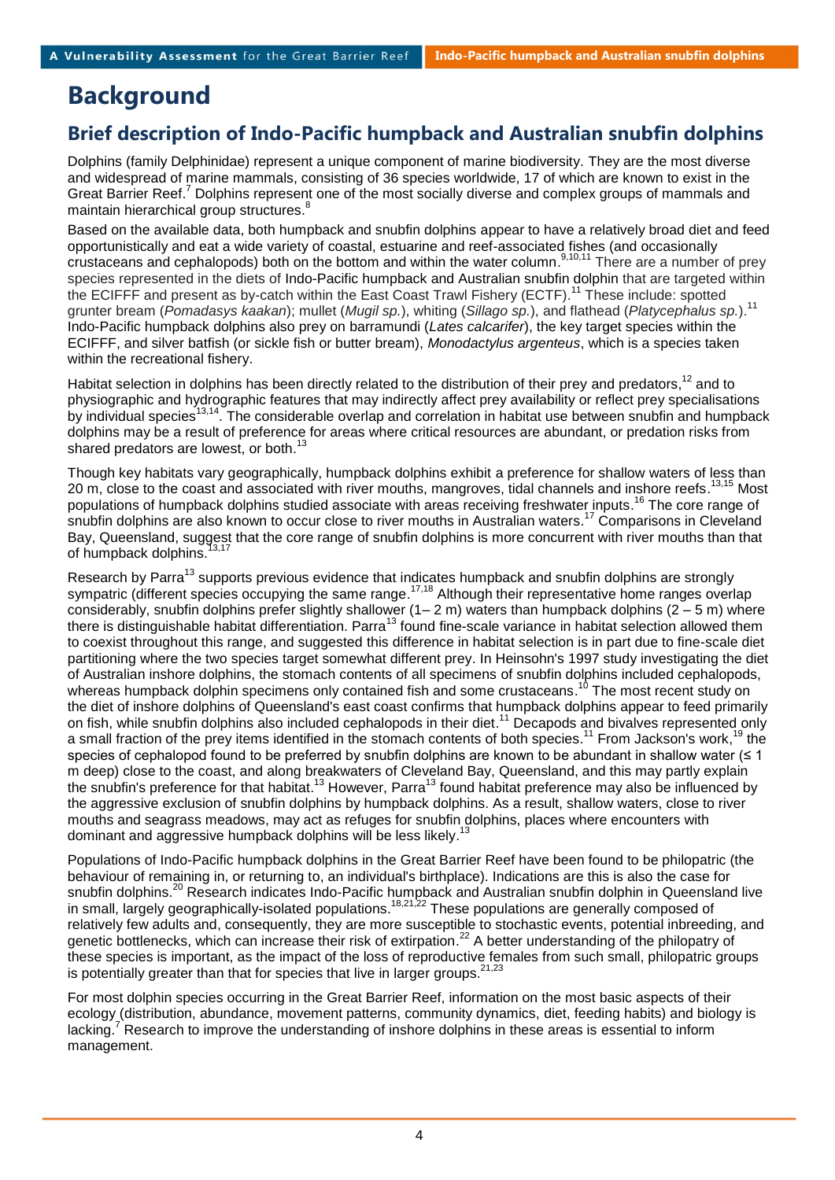# Background

## Brief description of Indo-Pacific humpback and Australian snubfin dolphins

Dolphins (family Delphinidae) represent a unique component of marine biodiversity. They are the most diverse and widespread of marine mammals, consisting of 36 species worldwide, 17 of which are known to exist in the Great Barrier Reef.[7] Dolphins represent one of the most socially diverse and complex groups of mammals and maintain hierarchical group structures.[8]

Based on the available data, both humpback and snubfin dolphins appear to have a relatively broad diet and feed opportunistically and eat a wide variety of coastal, estuarine and reef-associated fishes (and occasionally crustaceans and cephalopods) both on the bottom and within the water column.[9,10,11] There are a number of prey species represented in the diets of Indo-Pacific humpback and Australian snubfin dolphin that are targeted within the ECIFFF and present as by-catch within the East Coast Trawl Fishery (ECTF).[11] These include: spotted grunter bream (*Pomadasys kaakan*); mullet (*Mugil sp.*), whiting (*Sillago sp.*), and flathead (*Platycephalus sp.*).[11] Indo-Pacific humpback dolphins also prey on barramundi (*Lates calcarifer*), the key target species within the ECIFFF, and silver batfish (or sickle fish or butter bream), *Monodactylus argenteus*, which is a species taken within the recreational fishery.

Habitat selection in dolphins has been directly related to the distribution of their prey and predators,[12] and to physiographic and hydrographic features that may indirectly affect prey availability or reflect prey specialisations by individual species[13,14]. The considerable overlap and correlation in habitat use between snubfin and humpback dolphins may be a result of preference for areas where critical resources are abundant, or predation risks from shared predators are lowest, or both.[13]

Though key habitats vary geographically, humpback dolphins exhibit a preference for shallow waters of less than 20 m, close to the coast and associated with river mouths, mangroves, tidal channels and inshore reefs.[13,15] Most populations of humpback dolphins studied associate with areas receiving freshwater inputs.[16] The core range of snubfin dolphins are also known to occur close to river mouths in Australian waters.[17] Comparisons in Cleveland Bay, Queensland, suggest that the core range of snubfin dolphins is more concurrent with river mouths than that of humpback dolphins.[13,17]

Research by Parra[13] supports previous evidence that indicates humpback and snubfin dolphins are strongly sympatric (different species occupying the same range.[17,18] Although their representative home ranges overlap considerably, snubfin dolphins prefer slightly shallower (1– 2 m) waters than humpback dolphins (2 – 5 m) where there is distinguishable habitat differentiation. Parra[13] found fine-scale variance in habitat selection allowed them to coexist throughout this range, and suggested this difference in habitat selection is in part due to fine-scale diet partitioning where the two species target somewhat different prey. In Heinsohn's 1997 study investigating the diet of Australian inshore dolphins, the stomach contents of all specimens of snubfin dolphins included cephalopods, whereas humpback dolphin specimens only contained fish and some crustaceans.[10] The most recent study on the diet of inshore dolphins of Queensland's east coast confirms that humpback dolphins appear to feed primarily on fish, while snubfin dolphins also included cephalopods in their diet.[11] Decapods and bivalves represented only a small fraction of the prey items identified in the stomach contents of both species.[11] From Jackson's work,[19] the species of cephalopod found to be preferred by snubfin dolphins are known to be abundant in shallow water (≤ 1 m deep) close to the coast, and along breakwaters of Cleveland Bay, Queensland, and this may partly explain the snubfin's preference for that habitat.[13] However, Parra[13] found habitat preference may also be influenced by the aggressive exclusion of snubfin dolphins by humpback dolphins. As a result, shallow waters, close to river mouths and seagrass meadows, may act as refuges for snubfin dolphins, places where encounters with dominant and aggressive humpback dolphins will be less likely.[13]

Populations of Indo-Pacific humpback dolphins in the Great Barrier Reef have been found to be philopatric (the behaviour of remaining in, or returning to, an individual's birthplace). Indications are this is also the case for snubfin dolphins.[20] Research indicates Indo-Pacific humpback and Australian snubfin dolphin in Queensland live in small, largely geographically-isolated populations.[18,21,22] These populations are generally composed of relatively few adults and, consequently, they are more susceptible to stochastic events, potential inbreeding, and genetic bottlenecks, which can increase their risk of extirpation.[22] A better understanding of the philopatry of these species is important, as the impact of the loss of reproductive females from such small, philopatric groups is potentially greater than that for species that live in larger groups.[21,23]

For most dolphin species occurring in the Great Barrier Reef, information on the most basic aspects of their ecology (distribution, abundance, movement patterns, community dynamics, diet, feeding habits) and biology is lacking.[7] Research to improve the understanding of inshore dolphins in these areas is essential to inform management.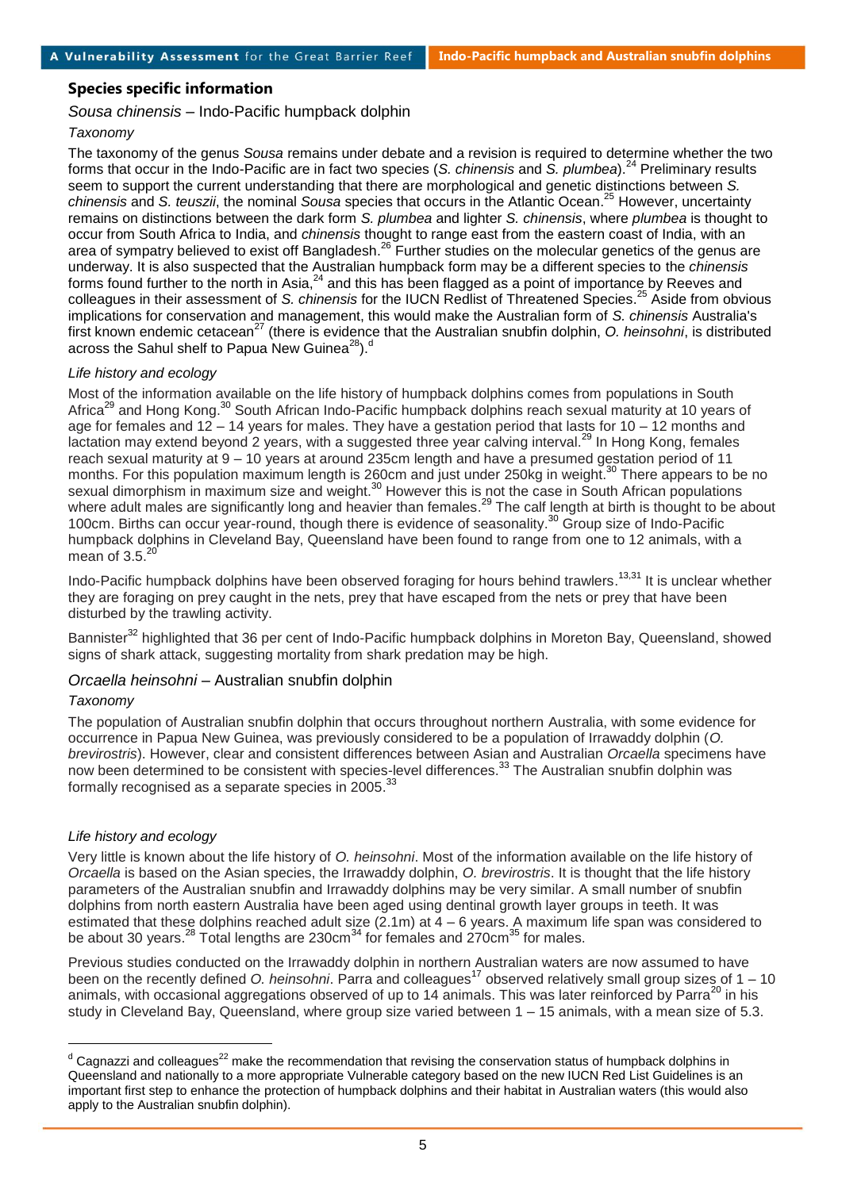## Species specific information

### *Sousa chinensis* – Indo-Pacific humpback dolphin

#### *Taxonomy*

The taxonomy of the genus *Sousa* remains under debate and a revision is required to determine whether the two forms that occur in the Indo-Pacific are in fact two species (*S. chinensis* and *S. plumbea*).[24] Preliminary results seem to support the current understanding that there are morphological and genetic distinctions between *S. chinensis* and *S. teuszii*, the nominal *Sousa* species that occurs in the Atlantic Ocean.[25] However, uncertainty remains on distinctions between the dark form *S. plumbea* and lighter *S. chinensis*, where *plumbea* is thought to occur from South Africa to India, and *chinensis* thought to range east from the eastern coast of India, with an area of sympatry believed to exist off Bangladesh.[26] Further studies on the molecular genetics of the genus are underway. It is also suspected that the Australian humpback form may be a different species to the *chinensis* forms found further to the north in Asia,[24] and this has been flagged as a point of importance by Reeves and colleagues in their assessment of *S. chinensis* for the IUCN Redlist of Threatened Species.[25] Aside from obvious implications for conservation and management, this would make the Australian form of *S. chinensis* Australia's first known endemic cetacean[27] (there is evidence that the Australian snubfin dolphin, *O. heinsohni*, is distributed across the Sahul shelf to Papua New Guinea[28]).[d]

#### *Life history and ecology*

Most of the information available on the life history of humpback dolphins comes from populations in South Africa[29] and Hong Kong.[30] South African Indo-Pacific humpback dolphins reach sexual maturity at 10 years of age for females and 12 – 14 years for males. They have a gestation period that lasts for 10 – 12 months and lactation may extend beyond 2 years, with a suggested three year calving interval.[29] In Hong Kong, females reach sexual maturity at 9 – 10 years at around 235cm length and have a presumed gestation period of 11 months. For this population maximum length is 260cm and just under 250kg in weight.[30] There appears to be no sexual dimorphism in maximum size and weight.[30] However this is not the case in South African populations where adult males are significantly long and heavier than females.[29] The calf length at birth is thought to be about 100cm. Births can occur year-round, though there is evidence of seasonality.[30] Group size of Indo-Pacific humpback dolphins in Cleveland Bay, Queensland have been found to range from one to 12 animals, with a mean of 3.5.[20]

Indo-Pacific humpback dolphins have been observed foraging for hours behind trawlers.[13,31] It is unclear whether they are foraging on prey caught in the nets, prey that have escaped from the nets or prey that have been disturbed by the trawling activity.

Bannister[32] highlighted that 36 per cent of Indo-Pacific humpback dolphins in Moreton Bay, Queensland, showed signs of shark attack, suggesting mortality from shark predation may be high.

### *Orcaella heinsohni* – Australian snubfin dolphin

#### *Taxonomy*

The population of Australian snubfin dolphin that occurs throughout northern Australia, with some evidence for occurrence in Papua New Guinea, was previously considered to be a population of Irrawaddy dolphin (*O. brevirostris*). However, clear and consistent differences between Asian and Australian *Orcaella* specimens have now been determined to be consistent with species-level differences.[33] The Australian snubfin dolphin was formally recognised as a separate species in 2005.[33]

#### *Life history and ecology*

Very little is known about the life history of *O. heinsohni*. Most of the information available on the life history of *Orcaella* is based on the Asian species, the Irrawaddy dolphin, *O. brevirostris*. It is thought that the life history parameters of the Australian snubfin and Irrawaddy dolphins may be very similar. A small number of snubfin dolphins from north eastern Australia have been aged using dentinal growth layer groups in teeth. It was estimated that these dolphins reached adult size (2.1m) at 4 – 6 years. A maximum life span was considered to be about 30 years.[28] Total lengths are 230cm[34] for females and 270cm[35] for males.

Previous studies conducted on the Irrawaddy dolphin in northern Australian waters are now assumed to have been on the recently defined *O. heinsohni*. Parra and colleagues[17] observed relatively small group sizes of 1 – 10 animals, with occasional aggregations observed of up to 14 animals. This was later reinforced by Parra[20] in his study in Cleveland Bay, Queensland, where group size varied between 1 – 15 animals, with a mean size of 5.3.

---

[d] Cagnazzi and colleagues[22] make the recommendation that revising the conservation status of humpback dolphins in Queensland and nationally to a more appropriate Vulnerable category based on the new IUCN Red List Guidelines is an important first step to enhance the protection of humpback dolphins and their habitat in Australian waters (this would also apply to the Australian snubfin dolphin).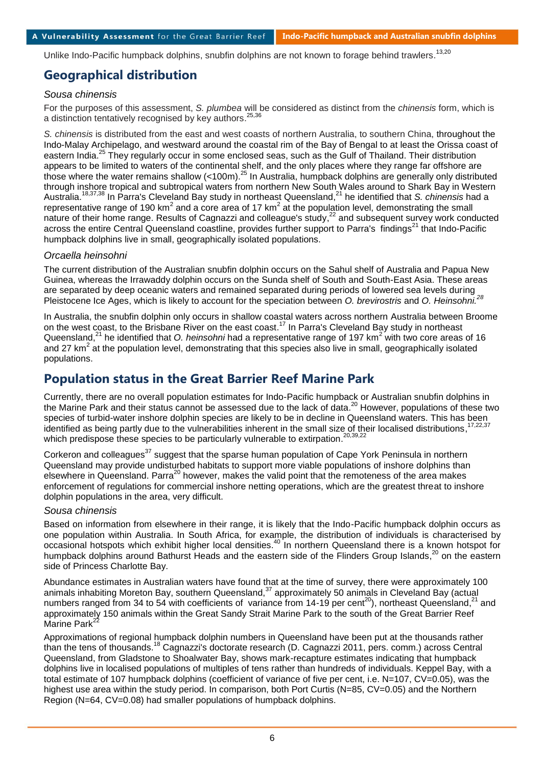Unlike Indo-Pacific humpback dolphins, snubfin dolphins are not known to forage behind trawlers.[13,20]

## Geographical distribution

### *Sousa chinensis*

For the purposes of this assessment, *S. plumbea* will be considered as distinct from the *chinensis* form, which is a distinction tentatively recognised by key authors.[25,36]

*S. chinensis* is distributed from the east and west coasts of northern Australia, to southern China, throughout the Indo-Malay Archipelago, and westward around the coastal rim of the Bay of Bengal to at least the Orissa coast of eastern India.[25] They regularly occur in some enclosed seas, such as the Gulf of Thailand. Their distribution appears to be limited to waters of the continental shelf, and the only places where they range far offshore are those where the water remains shallow (<100m).[25] In Australia, humpback dolphins are generally only distributed through inshore tropical and subtropical waters from northern New South Wales around to Shark Bay in Western Australia.[18,37,38] In Parra's Cleveland Bay study in northeast Queensland,[21] he identified that *S. chinensis* had a representative range of 190 km$^2$ and a core area of 17 km$^2$ at the population level, demonstrating the small nature of their home range. Results of Cagnazzi and colleague's study,[22] and subsequent survey work conducted across the entire Central Queensland coastline, provides further support to Parra's findings[21] that Indo-Pacific humpback dolphins live in small, geographically isolated populations.

### *Orcaella heinsohni*

The current distribution of the Australian snubfin dolphin occurs on the Sahul shelf of Australia and Papua New Guinea, whereas the Irrawaddy dolphin occurs on the Sunda shelf of South and South-East Asia. These areas are separated by deep oceanic waters and remained separated during periods of lowered sea levels during Pleistocene Ice Ages, which is likely to account for the speciation between *O. brevirostris* and *O. Heinsohni.*[28]

In Australia, the snubfin dolphin only occurs in shallow coastal waters across northern Australia between Broome on the west coast, to the Brisbane River on the east coast.[17] In Parra's Cleveland Bay study in northeast Queensland,[21] he identified that *O. heinsohni* had a representative range of 197 km$^2$ with two core areas of 16 and 27 km$^2$ at the population level, demonstrating that this species also live in small, geographically isolated populations.

## Population status in the Great Barrier Reef Marine Park

Currently, there are no overall population estimates for Indo-Pacific humpback or Australian snubfin dolphins in the Marine Park and their status cannot be assessed due to the lack of data.[20] However, populations of these two species of turbid-water inshore dolphin species are likely to be in decline in Queensland waters. This has been identified as being partly due to the vulnerabilities inherent in the small size of their localised distributions,[17,22,37] which predispose these species to be particularly vulnerable to extirpation.[20,39,22]

Corkeron and colleagues[37] suggest that the sparse human population of Cape York Peninsula in northern Queensland may provide undisturbed habitats to support more viable populations of inshore dolphins than elsewhere in Queensland. Parra[20] however, makes the valid point that the remoteness of the area makes enforcement of regulations for commercial inshore netting operations, which are the greatest threat to inshore dolphin populations in the area, very difficult.

### *Sousa chinensis*

Based on information from elsewhere in their range, it is likely that the Indo-Pacific humpback dolphin occurs as one population within Australia. In South Africa, for example, the distribution of individuals is characterised by occasional hotspots which exhibit higher local densities.[40] In northern Queensland there is a known hotspot for humpback dolphins around Bathurst Heads and the eastern side of the Flinders Group Islands,[20] on the eastern side of Princess Charlotte Bay.

Abundance estimates in Australian waters have found that at the time of survey, there were approximately 100 animals inhabiting Moreton Bay, southern Queensland,[37] approximately 50 animals in Cleveland Bay (actual numbers ranged from 34 to 54 with coefficients of variance from 14-19 per cent[20]), northeast Queensland,[21] and approximately 150 animals within the Great Sandy Strait Marine Park to the south of the Great Barrier Reef Marine Park[22]

Approximations of regional humpback dolphin numbers in Queensland have been put at the thousands rather than the tens of thousands.[18] Cagnazzi's doctorate research (D. Cagnazzi 2011, pers. comm.) across Central Queensland, from Gladstone to Shoalwater Bay, shows mark-recapture estimates indicating that humpback dolphins live in localised populations of multiples of tens rather than hundreds of individuals. Keppel Bay, with a total estimate of 107 humpback dolphins (coefficient of variance of five per cent, i.e. N=107, CV=0.05), was the highest use area within the study period. In comparison, both Port Curtis (N=85, CV=0.05) and the Northern Region (N=64, CV=0.08) had smaller populations of humpback dolphins.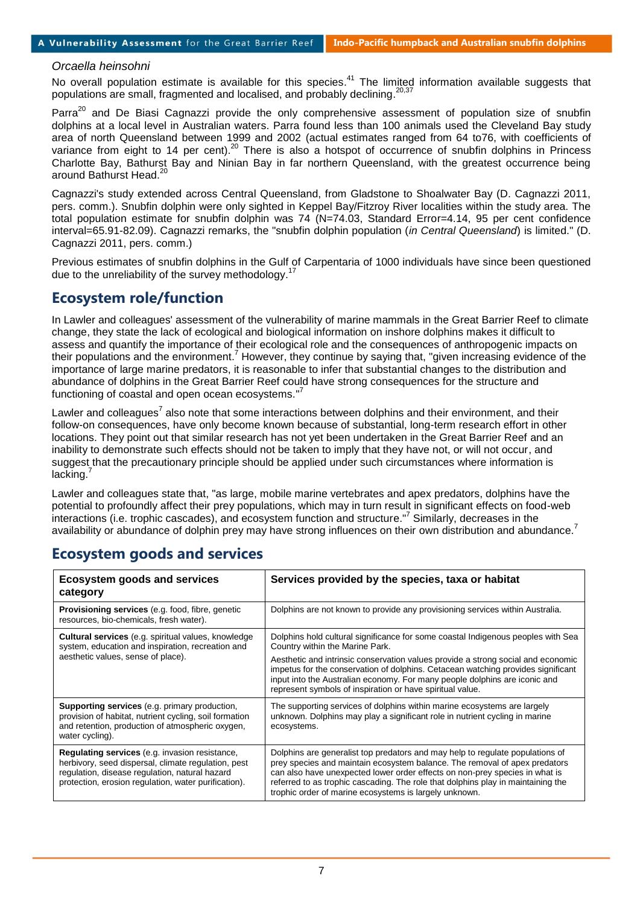*Orcaella heinsohni*

No overall population estimate is available for this species.[41] The limited information available suggests that populations are small, fragmented and localised, and probably declining.[20,37]

Parra[20] and De Biasi Cagnazzi provide the only comprehensive assessment of population size of snubfin dolphins at a local level in Australian waters. Parra found less than 100 animals used the Cleveland Bay study area of north Queensland between 1999 and 2002 (actual estimates ranged from 64 to76, with coefficients of variance from eight to 14 per cent).[20] There is also a hotspot of occurrence of snubfin dolphins in Princess Charlotte Bay, Bathurst Bay and Ninian Bay in far northern Queensland, with the greatest occurrence being around Bathurst Head.[20]

Cagnazzi's study extended across Central Queensland, from Gladstone to Shoalwater Bay (D. Cagnazzi 2011, pers. comm.). Snubfin dolphin were only sighted in Keppel Bay/Fitzroy River localities within the study area. The total population estimate for snubfin dolphin was 74 (N=74.03, Standard Error=4.14, 95 per cent confidence interval=65.91-82.09). Cagnazzi remarks, the "snubfin dolphin population (*in Central Queensland*) is limited." (D. Cagnazzi 2011, pers. comm.)

Previous estimates of snubfin dolphins in the Gulf of Carpentaria of 1000 individuals have since been questioned due to the unreliability of the survey methodology.[17]

## Ecosystem role/function

In Lawler and colleagues' assessment of the vulnerability of marine mammals in the Great Barrier Reef to climate change, they state the lack of ecological and biological information on inshore dolphins makes it difficult to assess and quantify the importance of their ecological role and the consequences of anthropogenic impacts on their populations and the environment.[7] However, they continue by saying that, "given increasing evidence of the importance of large marine predators, it is reasonable to infer that substantial changes to the distribution and abundance of dolphins in the Great Barrier Reef could have strong consequences for the structure and functioning of coastal and open ocean ecosystems."[7]

Lawler and colleagues[7] also note that some interactions between dolphins and their environment, and their follow-on consequences, have only become known because of substantial, long-term research effort in other locations. They point out that similar research has not yet been undertaken in the Great Barrier Reef and an inability to demonstrate such effects should not be taken to imply that they have not, or will not occur, and suggest that the precautionary principle should be applied under such circumstances where information is lacking.[7]

Lawler and colleagues state that, "as large, mobile marine vertebrates and apex predators, dolphins have the potential to profoundly affect their prey populations, which may in turn result in significant effects on food-web interactions (i.e. trophic cascades), and ecosystem function and structure."[7] Similarly, decreases in the availability or abundance of dolphin prey may have strong influences on their own distribution and abundance.[7]

## Ecosystem goods and services

| Ecosystem goods and services category | Services provided by the species, taxa or habitat |
|---|---|
| **Provisioning services** (e.g. food, fibre, genetic resources, bio-chemicals, fresh water). | Dolphins are not known to provide any provisioning services within Australia. |
| **Cultural services** (e.g. spiritual values, knowledge system, education and inspiration, recreation and aesthetic values, sense of place). | Dolphins hold cultural significance for some coastal Indigenous peoples with Sea Country within the Marine Park.<br>Aesthetic and intrinsic conservation values provide a strong social and economic impetus for the conservation of dolphins. Cetacean watching provides significant input into the Australian economy. For many people dolphins are iconic and represent symbols of inspiration or have spiritual value. |
| **Supporting services** (e.g. primary production, provision of habitat, nutrient cycling, soil formation and retention, production of atmospheric oxygen, water cycling). | The supporting services of dolphins within marine ecosystems are largely unknown. Dolphins may play a significant role in nutrient cycling in marine ecosystems. |
| **Regulating services** (e.g. invasion resistance, herbivory, seed dispersal, climate regulation, pest regulation, disease regulation, natural hazard protection, erosion regulation, water purification). | Dolphins are generalist top predators and may help to regulate populations of prey species and maintain ecosystem balance. The removal of apex predators can also have unexpected lower order effects on non-prey species in what is referred to as trophic cascading. The role that dolphins play in maintaining the trophic order of marine ecosystems is largely unknown. |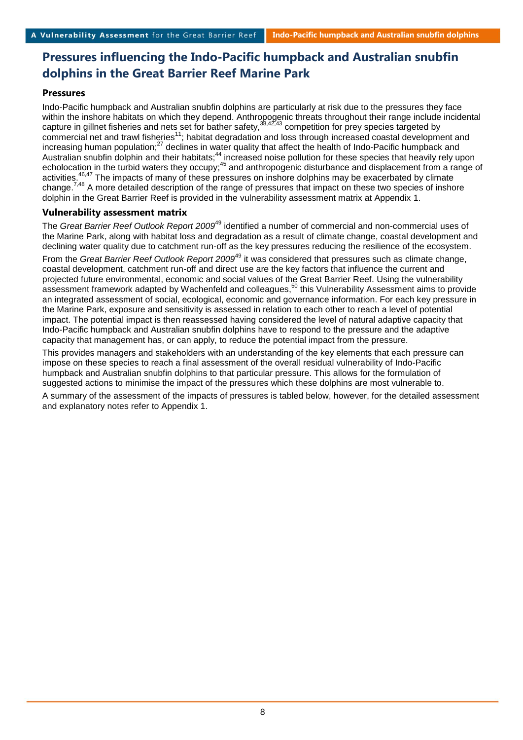# Pressures influencing the Indo-Pacific humpback and Australian snubfin dolphins in the Great Barrier Reef Marine Park

## Pressures

Indo-Pacific humpback and Australian snubfin dolphins are particularly at risk due to the pressures they face within the inshore habitats on which they depend. Anthropogenic threats throughout their range include incidental capture in gillnet fisheries and nets set for bather safety,[38,42,43] competition for prey species targeted by commercial net and trawl fisheries[11]; habitat degradation and loss through increased coastal development and increasing human population;[27] declines in water quality that affect the health of Indo-Pacific humpback and Australian snubfin dolphin and their habitats;[44] increased noise pollution for these species that heavily rely upon echolocation in the turbid waters they occupy;[45] and anthropogenic disturbance and displacement from a range of activities.[46,47] The impacts of many of these pressures on inshore dolphins may be exacerbated by climate change.[7,48] A more detailed description of the range of pressures that impact on these two species of inshore dolphin in the Great Barrier Reef is provided in the vulnerability assessment matrix at Appendix 1.

## Vulnerability assessment matrix

The *Great Barrier Reef Outlook Report 2009*[49] identified a number of commercial and non-commercial uses of the Marine Park, along with habitat loss and degradation as a result of climate change, coastal development and declining water quality due to catchment run-off as the key pressures reducing the resilience of the ecosystem.

From the *Great Barrier Reef Outlook Report 2009*[49] it was considered that pressures such as climate change, coastal development, catchment run-off and direct use are the key factors that influence the current and projected future environmental, economic and social values of the Great Barrier Reef. Using the vulnerability assessment framework adapted by Wachenfeld and colleagues,[50] this Vulnerability Assessment aims to provide an integrated assessment of social, ecological, economic and governance information. For each key pressure in the Marine Park, exposure and sensitivity is assessed in relation to each other to reach a level of potential impact. The potential impact is then reassessed having considered the level of natural adaptive capacity that Indo-Pacific humpback and Australian snubfin dolphins have to respond to the pressure and the adaptive capacity that management has, or can apply, to reduce the potential impact from the pressure.

This provides managers and stakeholders with an understanding of the key elements that each pressure can impose on these species to reach a final assessment of the overall residual vulnerability of Indo-Pacific humpback and Australian snubfin dolphins to that particular pressure. This allows for the formulation of suggested actions to minimise the impact of the pressures which these dolphins are most vulnerable to.

A summary of the assessment of the impacts of pressures is tabled below, however, for the detailed assessment and explanatory notes refer to Appendix 1.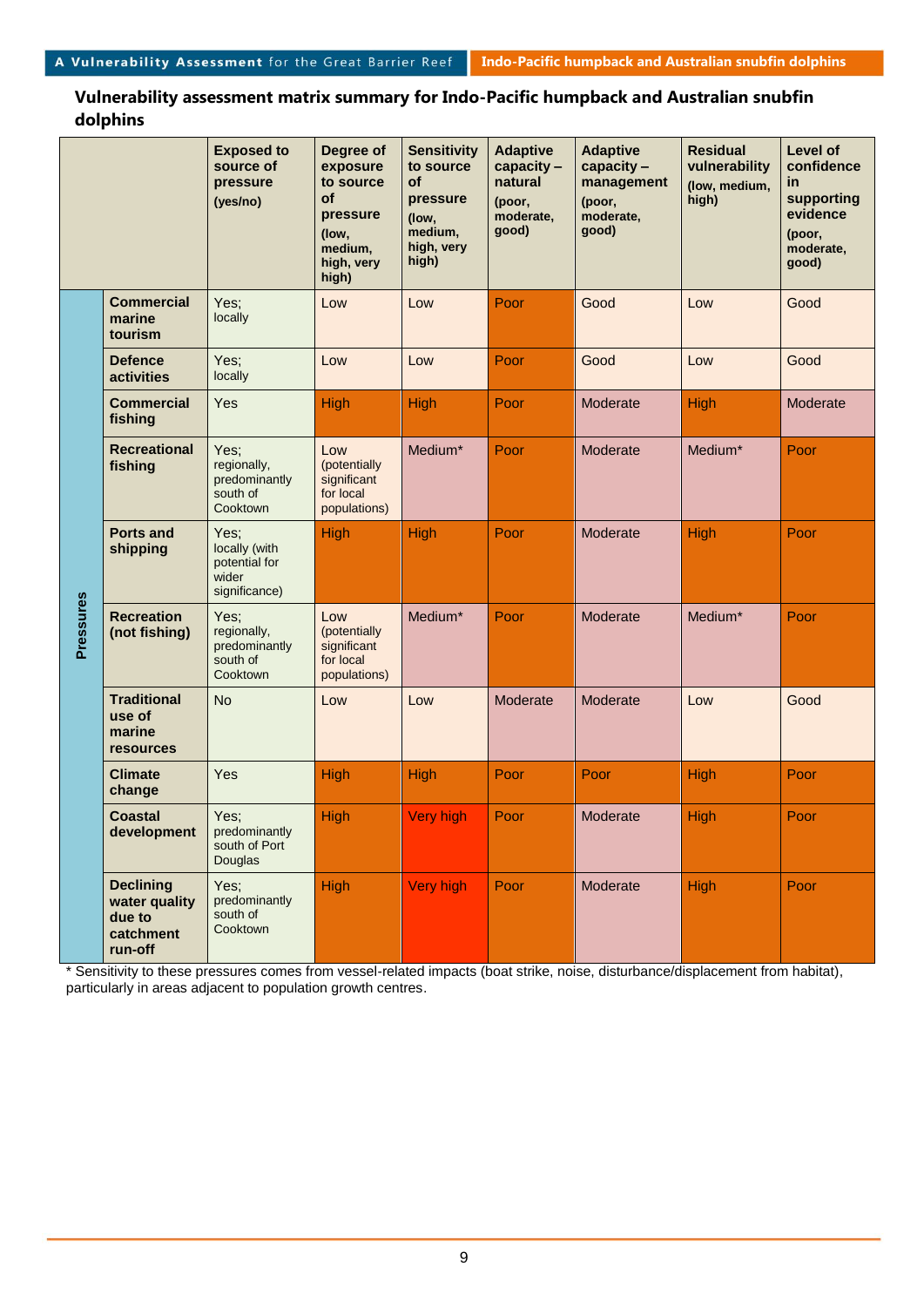## Vulnerability assessment matrix summary for Indo-Pacific humpback and Australian snubfin dolphins

| | | Exposed to source of pressure (yes/no) | Degree of exposure to source of pressure (low, medium, high, very high) | Sensitivity to source of pressure (low, medium, high, very high) | Adaptive capacity – natural (poor, moderate, good) | Adaptive capacity – management (poor, moderate, good) | Residual vulnerability (low, medium, high) | Level of confidence in supporting evidence (poor, moderate, good) |
|---|---|---|---|---|---|---|---|---|
| Pressures | Commercial marine tourism | Yes; locally | Low | Low | Poor | Good | Low | Good |
| | Defence activities | Yes; locally | Low | Low | Poor | Good | Low | Good |
| | Commercial fishing | Yes | High | High | Poor | Moderate | High | Moderate |
| | Recreational fishing | Yes; regionally, predominantly south of Cooktown | Low (potentially significant for local populations) | Medium* | Poor | Moderate | Medium* | Poor |
| | Ports and shipping | Yes; locally (with potential for wider significance) | High | High | Poor | Moderate | High | Poor |
| | Recreation (not fishing) | Yes; regionally, predominantly south of Cooktown | Low (potentially significant for local populations) | Medium* | Poor | Moderate | Medium* | Poor |
| | Traditional use of marine resources | No | Low | Low | Moderate | Moderate | Low | Good |
| | Climate change | Yes | High | High | Poor | Poor | High | Poor |
| | Coastal development | Yes; predominantly south of Port Douglas | High | Very high | Poor | Moderate | High | Poor |
| | Declining water quality due to catchment run-off | Yes; predominantly south of Cooktown | High | Very high | Poor | Moderate | High | Poor |

* Sensitivity to these pressures comes from vessel-related impacts (boat strike, noise, disturbance/displacement from habitat), particularly in areas adjacent to population growth centres.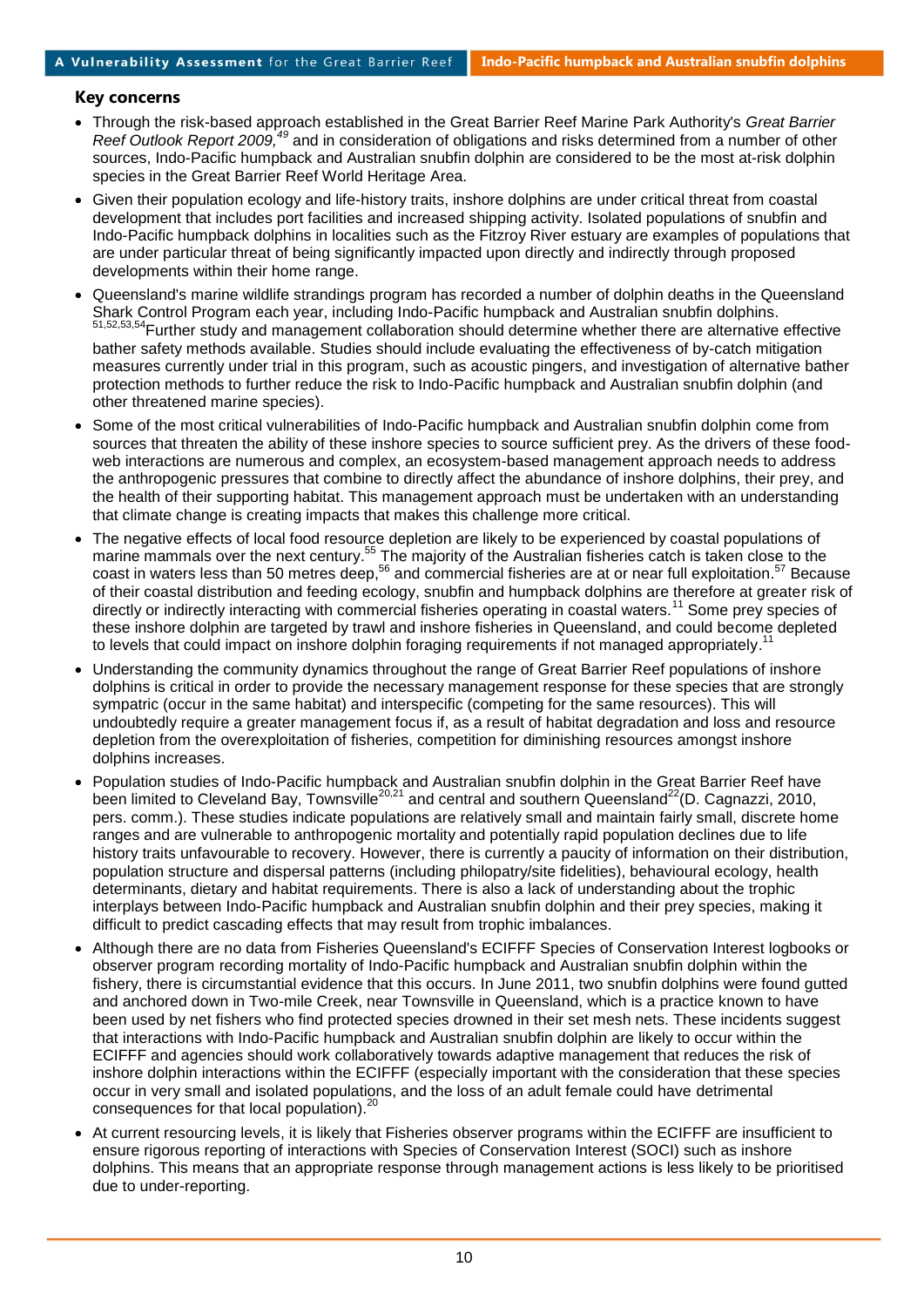## Key concerns

- Through the risk-based approach established in the Great Barrier Reef Marine Park Authority's *Great Barrier Reef Outlook Report 2009,*[49] and in consideration of obligations and risks determined from a number of other sources, Indo-Pacific humpback and Australian snubfin dolphin are considered to be the most at-risk dolphin species in the Great Barrier Reef World Heritage Area.
- Given their population ecology and life-history traits, inshore dolphins are under critical threat from coastal development that includes port facilities and increased shipping activity. Isolated populations of snubfin and Indo-Pacific humpback dolphins in localities such as the Fitzroy River estuary are examples of populations that are under particular threat of being significantly impacted upon directly and indirectly through proposed developments within their home range.
- Queensland's marine wildlife strandings program has recorded a number of dolphin deaths in the Queensland Shark Control Program each year, including Indo-Pacific humpback and Australian snubfin dolphins.[51,52,53,54] Further study and management collaboration should determine whether there are alternative effective bather safety methods available. Studies should include evaluating the effectiveness of by-catch mitigation measures currently under trial in this program, such as acoustic pingers, and investigation of alternative bather protection methods to further reduce the risk to Indo-Pacific humpback and Australian snubfin dolphin (and other threatened marine species).
- Some of the most critical vulnerabilities of Indo-Pacific humpback and Australian snubfin dolphin come from sources that threaten the ability of these inshore species to source sufficient prey. As the drivers of these food-web interactions are numerous and complex, an ecosystem-based management approach needs to address the anthropogenic pressures that combine to directly affect the abundance of inshore dolphins, their prey, and the health of their supporting habitat. This management approach must be undertaken with an understanding that climate change is creating impacts that makes this challenge more critical.
- The negative effects of local food resource depletion are likely to be experienced by coastal populations of marine mammals over the next century.[55] The majority of the Australian fisheries catch is taken close to the coast in waters less than 50 metres deep,[56] and commercial fisheries are at or near full exploitation.[57] Because of their coastal distribution and feeding ecology, snubfin and humpback dolphins are therefore at greater risk of directly or indirectly interacting with commercial fisheries operating in coastal waters.[11] Some prey species of these inshore dolphin are targeted by trawl and inshore fisheries in Queensland, and could become depleted to levels that could impact on inshore dolphin foraging requirements if not managed appropriately.[11]
- Understanding the community dynamics throughout the range of Great Barrier Reef populations of inshore dolphins is critical in order to provide the necessary management response for these species that are strongly sympatric (occur in the same habitat) and interspecific (competing for the same resources). This will undoubtedly require a greater management focus if, as a result of habitat degradation and loss and resource depletion from the overexploitation of fisheries, competition for diminishing resources amongst inshore dolphins increases.
- Population studies of Indo-Pacific humpback and Australian snubfin dolphin in the Great Barrier Reef have been limited to Cleveland Bay, Townsville[20,21] and central and southern Queensland[22](D. Cagnazzi, 2010, pers. comm.). These studies indicate populations are relatively small and maintain fairly small, discrete home ranges and are vulnerable to anthropogenic mortality and potentially rapid population declines due to life history traits unfavourable to recovery. However, there is currently a paucity of information on their distribution, population structure and dispersal patterns (including philopatry/site fidelities), behavioural ecology, health determinants, dietary and habitat requirements. There is also a lack of understanding about the trophic interplays between Indo-Pacific humpback and Australian snubfin dolphin and their prey species, making it difficult to predict cascading effects that may result from trophic imbalances.
- Although there are no data from Fisheries Queensland's ECIFFF Species of Conservation Interest logbooks or observer program recording mortality of Indo-Pacific humpback and Australian snubfin dolphin within the fishery, there is circumstantial evidence that this occurs. In June 2011, two snubfin dolphins were found gutted and anchored down in Two-mile Creek, near Townsville in Queensland, which is a practice known to have been used by net fishers who find protected species drowned in their set mesh nets. These incidents suggest that interactions with Indo-Pacific humpback and Australian snubfin dolphin are likely to occur within the ECIFFF and agencies should work collaboratively towards adaptive management that reduces the risk of inshore dolphin interactions within the ECIFFF (especially important with the consideration that these species occur in very small and isolated populations, and the loss of an adult female could have detrimental consequences for that local population).[20]
- At current resourcing levels, it is likely that Fisheries observer programs within the ECIFFF are insufficient to ensure rigorous reporting of interactions with Species of Conservation Interest (SOCI) such as inshore dolphins. This means that an appropriate response through management actions is less likely to be prioritised due to under-reporting.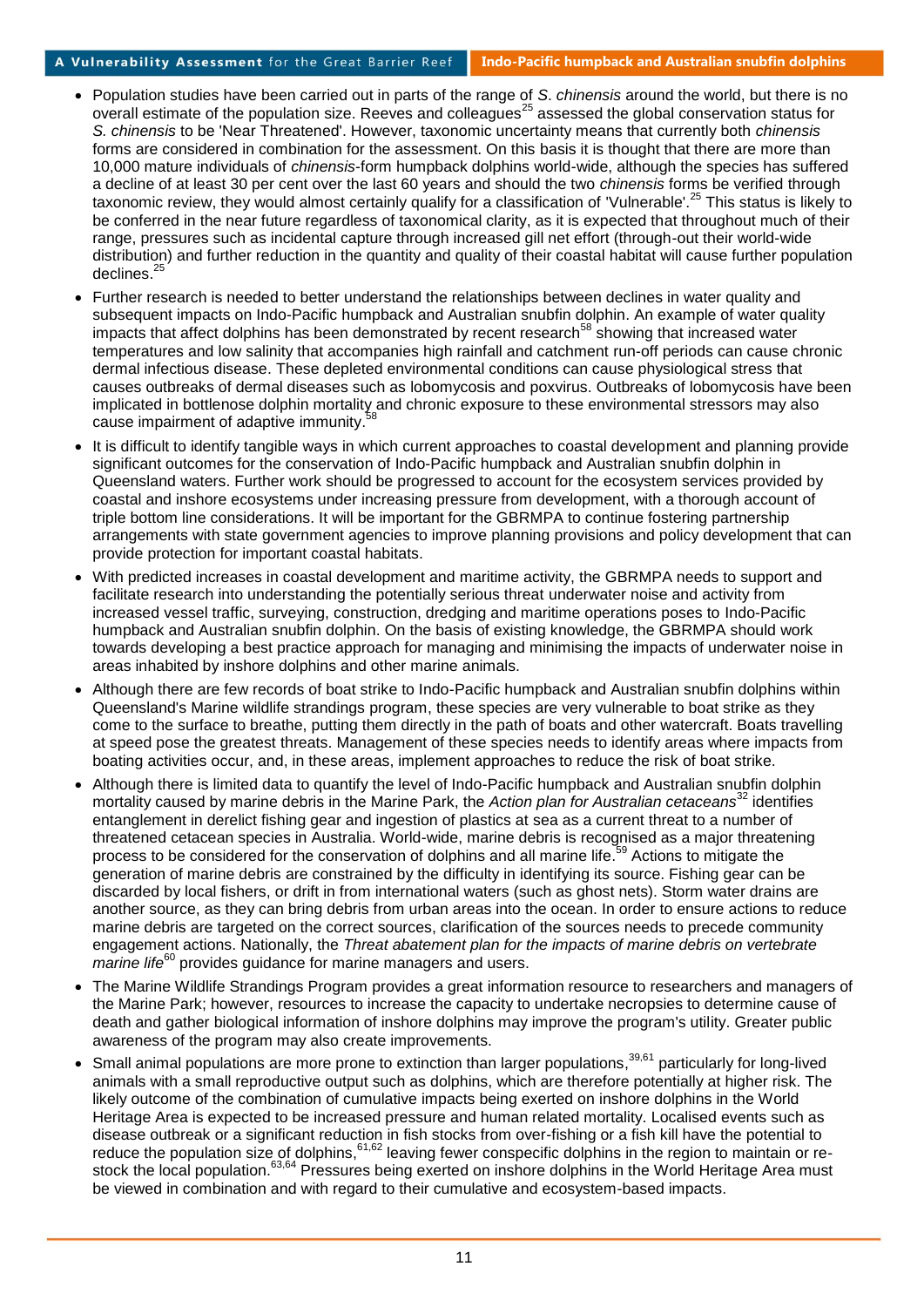- Population studies have been carried out in parts of the range of *S. chinensis* around the world, but there is no overall estimate of the population size. Reeves and colleagues[25] assessed the global conservation status for *S. chinensis* to be 'Near Threatened'. However, taxonomic uncertainty means that currently both *chinensis* forms are considered in combination for the assessment. On this basis it is thought that there are more than 10,000 mature individuals of *chinensis*-form humpback dolphins world-wide, although the species has suffered a decline of at least 30 per cent over the last 60 years and should the two *chinensis* forms be verified through taxonomic review, they would almost certainly qualify for a classification of 'Vulnerable'.[25] This status is likely to be conferred in the near future regardless of taxonomical clarity, as it is expected that throughout much of their range, pressures such as incidental capture through increased gill net effort (through-out their world-wide distribution) and further reduction in the quantity and quality of their coastal habitat will cause further population declines.[25]
- Further research is needed to better understand the relationships between declines in water quality and subsequent impacts on Indo-Pacific humpback and Australian snubfin dolphin. An example of water quality impacts that affect dolphins has been demonstrated by recent research[58] showing that increased water temperatures and low salinity that accompanies high rainfall and catchment run-off periods can cause chronic dermal infectious disease. These depleted environmental conditions can cause physiological stress that causes outbreaks of dermal diseases such as lobomycosis and poxvirus. Outbreaks of lobomycosis have been implicated in bottlenose dolphin mortality and chronic exposure to these environmental stressors may also cause impairment of adaptive immunity.[58]
- It is difficult to identify tangible ways in which current approaches to coastal development and planning provide significant outcomes for the conservation of Indo-Pacific humpback and Australian snubfin dolphin in Queensland waters. Further work should be progressed to account for the ecosystem services provided by coastal and inshore ecosystems under increasing pressure from development, with a thorough account of triple bottom line considerations. It will be important for the GBRMPA to continue fostering partnership arrangements with state government agencies to improve planning provisions and policy development that can provide protection for important coastal habitats.
- With predicted increases in coastal development and maritime activity, the GBRMPA needs to support and facilitate research into understanding the potentially serious threat underwater noise and activity from increased vessel traffic, surveying, construction, dredging and maritime operations poses to Indo-Pacific humpback and Australian snubfin dolphin. On the basis of existing knowledge, the GBRMPA should work towards developing a best practice approach for managing and minimising the impacts of underwater noise in areas inhabited by inshore dolphins and other marine animals.
- Although there are few records of boat strike to Indo-Pacific humpback and Australian snubfin dolphins within Queensland's Marine wildlife strandings program, these species are very vulnerable to boat strike as they come to the surface to breathe, putting them directly in the path of boats and other watercraft. Boats travelling at speed pose the greatest threats. Management of these species needs to identify areas where impacts from boating activities occur, and, in these areas, implement approaches to reduce the risk of boat strike.
- Although there is limited data to quantify the level of Indo-Pacific humpback and Australian snubfin dolphin mortality caused by marine debris in the Marine Park, the *Action plan for Australian cetaceans*[32] identifies entanglement in derelict fishing gear and ingestion of plastics at sea as a current threat to a number of threatened cetacean species in Australia. World-wide, marine debris is recognised as a major threatening process to be considered for the conservation of dolphins and all marine life.[59] Actions to mitigate the generation of marine debris are constrained by the difficulty in identifying its source. Fishing gear can be discarded by local fishers, or drift in from international waters (such as ghost nets). Storm water drains are another source, as they can bring debris from urban areas into the ocean. In order to ensure actions to reduce marine debris are targeted on the correct sources, clarification of the sources needs to precede community engagement actions. Nationally, the *Threat abatement plan for the impacts of marine debris on vertebrate marine life*[60] provides guidance for marine managers and users.
- The Marine Wildlife Strandings Program provides a great information resource to researchers and managers of the Marine Park; however, resources to increase the capacity to undertake necropsies to determine cause of death and gather biological information of inshore dolphins may improve the program's utility. Greater public awareness of the program may also create improvements.
- Small animal populations are more prone to extinction than larger populations,[39,61] particularly for long-lived animals with a small reproductive output such as dolphins, which are therefore potentially at higher risk. The likely outcome of the combination of cumulative impacts being exerted on inshore dolphins in the World Heritage Area is expected to be increased pressure and human related mortality. Localised events such as disease outbreak or a significant reduction in fish stocks from over-fishing or a fish kill have the potential to reduce the population size of dolphins,[61,62] leaving fewer conspecific dolphins in the region to maintain or re-stock the local population.[63,64] Pressures being exerted on inshore dolphins in the World Heritage Area must be viewed in combination and with regard to their cumulative and ecosystem-based impacts.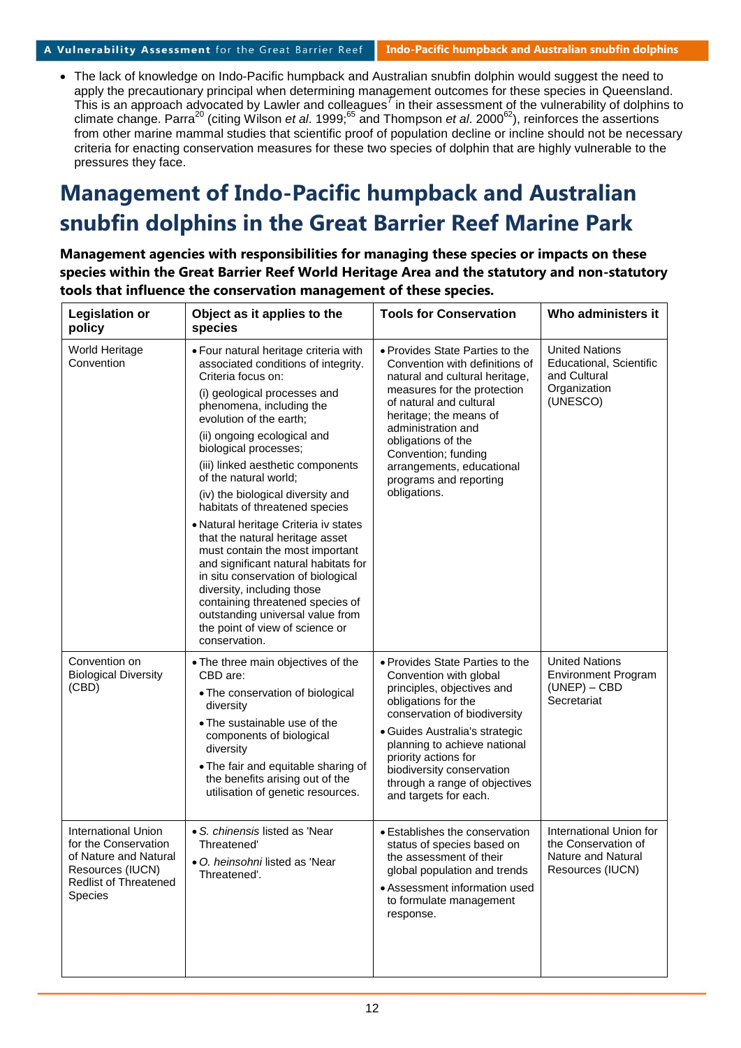- The lack of knowledge on Indo-Pacific humpback and Australian snubfin dolphin would suggest the need to apply the precautionary principal when determining management outcomes for these species in Queensland. This is an approach advocated by Lawler and colleagues[7] in their assessment of the vulnerability of dolphins to climate change. Parra[20] (citing Wilson *et al*. 1999;[65] and Thompson *et al*. 2000[62]), reinforces the assertions from other marine mammal studies that scientific proof of population decline or incline should not be necessary criteria for enacting conservation measures for these two species of dolphin that are highly vulnerable to the pressures they face.

# Management of Indo-Pacific humpback and Australian snubfin dolphins in the Great Barrier Reef Marine Park

**Management agencies with responsibilities for managing these species or impacts on these species within the Great Barrier Reef World Heritage Area and the statutory and non-statutory tools that influence the conservation management of these species.**

| Legislation or policy | Object as it applies to the species | Tools for Conservation | Who administers it |
|---|---|---|---|
| World Heritage Convention | • Four natural heritage criteria with associated conditions of integrity. Criteria focus on:<br>(i) geological processes and phenomena, including the evolution of the earth;<br>(ii) ongoing ecological and biological processes;<br>(iii) linked aesthetic components of the natural world;<br>(iv) the biological diversity and habitats of threatened species<br>• Natural heritage Criteria iv states that the natural heritage asset must contain the most important and significant natural habitats for in situ conservation of biological diversity, including those containing threatened species of outstanding universal value from the point of view of science or conservation. | • Provides State Parties to the Convention with definitions of natural and cultural heritage, measures for the protection of natural and cultural heritage; the means of administration and obligations of the Convention; funding arrangements, educational programs and reporting obligations. | United Nations Educational, Scientific and Cultural Organization (UNESCO) |
| Convention on Biological Diversity (CBD) | • The three main objectives of the CBD are:<br>• The conservation of biological diversity<br>• The sustainable use of the components of biological diversity<br>• The fair and equitable sharing of the benefits arising out of the utilisation of genetic resources. | • Provides State Parties to the Convention with global principles, objectives and obligations for the conservation of biodiversity<br>• Guides Australia's strategic planning to achieve national priority actions for biodiversity conservation through a range of objectives and targets for each. | United Nations Environment Program (UNEP) – CBD Secretariat |
| International Union for the Conservation of Nature and Natural Resources (IUCN) Redlist of Threatened Species | • *S. chinensis* listed as 'Near Threatened'<br>• *O. heinsohni* listed as 'Near Threatened'. | • Establishes the conservation status of species based on the assessment of their global population and trends<br>• Assessment information used to formulate management response. | International Union for the Conservation of Nature and Natural Resources (IUCN) |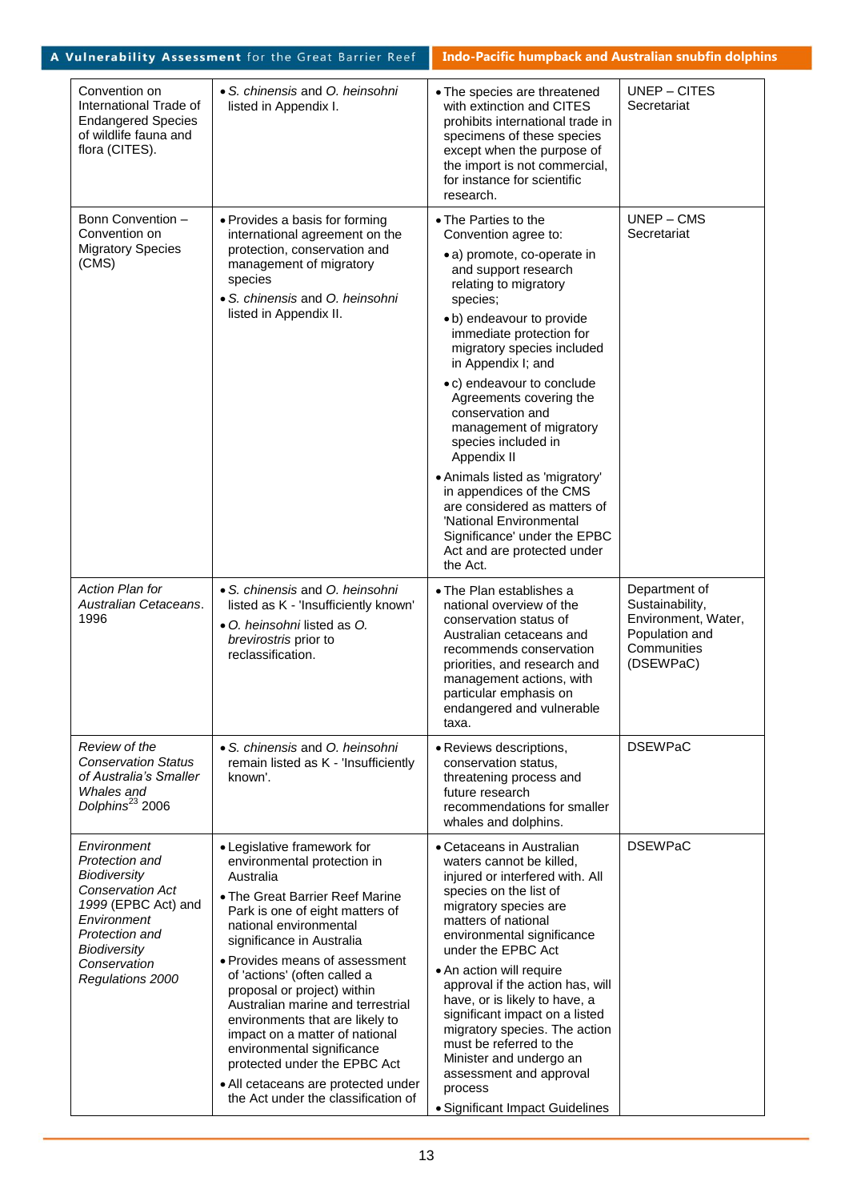| | | | |
|---|---|---|---|
| Convention on International Trade of Endangered Species of wildlife fauna and flora (CITES). | • *S. chinensis* and *O. heinsohni* listed in Appendix I. | • The species are threatened with extinction and CITES prohibits international trade in specimens of these species except when the purpose of the import is not commercial, for instance for scientific research. | UNEP – CITES Secretariat |
| Bonn Convention – Convention on Migratory Species (CMS) | • Provides a basis for forming international agreement on the protection, conservation and management of migratory species<br>• *S. chinensis* and *O. heinsohni* listed in Appendix II. | • The Parties to the Convention agree to:<br>• a) promote, co-operate in and support research relating to migratory species;<br>• b) endeavour to provide immediate protection for migratory species included in Appendix I; and<br>• c) endeavour to conclude Agreements covering the conservation and management of migratory species included in Appendix II<br>• Animals listed as 'migratory' in appendices of the CMS are considered as matters of 'National Environmental Significance' under the EPBC Act and are protected under the Act. | UNEP – CMS Secretariat |
| *Action Plan for Australian Cetaceans*. 1996 | • *S. chinensis* and *O. heinsohni* listed as K - 'Insufficiently known'<br>• *O. heinsohni* listed as *O. brevirostris* prior to reclassification. | • The Plan establishes a national overview of the conservation status of Australian cetaceans and recommends conservation priorities, and research and management actions, with particular emphasis on endangered and vulnerable taxa. | Department of Sustainability, Environment, Water, Population and Communities (DSEWPaC) |
| *Review of the Conservation Status of Australia's Smaller Whales and Dolphins*[23] 2006 | • *S. chinensis* and *O. heinsohni* remain listed as K - 'Insufficiently known'. | • Reviews descriptions, conservation status, threatening process and future research recommendations for smaller whales and dolphins. | DSEWPaC |
| *Environment Protection and Biodiversity Conservation Act 1999* (EPBC Act) and *Environment Protection and Biodiversity Conservation Regulations 2000* | • Legislative framework for environmental protection in Australia<br>• The Great Barrier Reef Marine Park is one of eight matters of national environmental significance in Australia<br>• Provides means of assessment of 'actions' (often called a proposal or project) within Australian marine and terrestrial environments that are likely to impact on a matter of national environmental significance protected under the EPBC Act<br>• All cetaceans are protected under the Act under the classification of | • Cetaceans in Australian waters cannot be killed, injured or interfered with. All species on the list of migratory species are matters of national environmental significance under the EPBC Act<br>• An action will require approval if the action has, will have, or is likely to have, a significant impact on a listed migratory species. The action must be referred to the Minister and undergo an assessment and approval process<br>• Significant Impact Guidelines | DSEWPaC |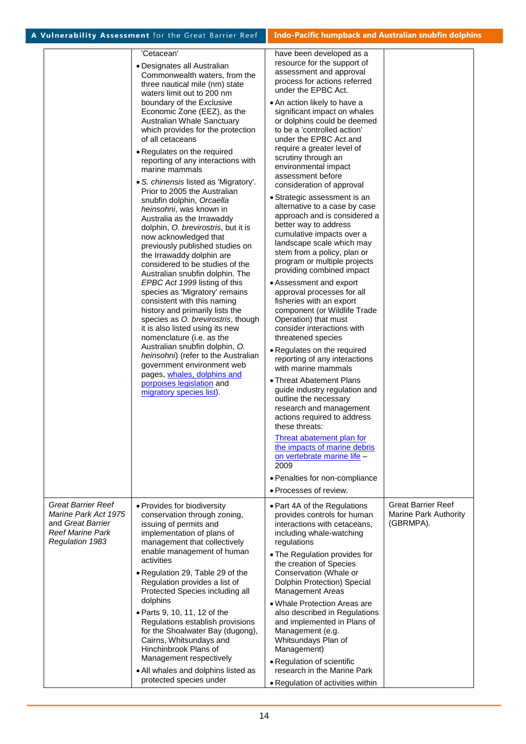| | | | |
|---|---|---|---|
| | 'Cetacean'<br>• Designates all Australian Commonwealth waters, from the three nautical mile (nm) state waters limit out to 200 nm boundary of the Exclusive Economic Zone (EEZ), as the Australian Whale Sanctuary which provides for the protection of all cetaceans<br>• Regulates on the required reporting of any interactions with marine mammals<br>• *S. chinensis* listed as 'Migratory'. Prior to 2005 the Australian snubfin dolphin, *Orcaella heinsohni*, was known in Australia as the Irrawaddy dolphin, *O. brevirostris*, but it is now acknowledged that previously published studies on the Irrawaddy dolphin are considered to be studies of the Australian snubfin dolphin. The *EPBC Act 1999* listing of this species as 'Migratory' remains consistent with this naming history and primarily lists the species as *O. brevirostris*, though it is also listed using its new nomenclature (i.e. as the Australian snubfin dolphin, *O. heinsohni*) (refer to the Australian government environment web pages, whales, dolphins and porpoises legislation and migratory species list). | have been developed as a resource for the support of assessment and approval process for actions referred under the EPBC Act.<br>• An action likely to have a significant impact on whales or dolphins could be deemed to be a 'controlled action' under the EPBC Act and require a greater level of scrutiny through an environmental impact assessment before consideration of approval<br>• Strategic assessment is an alternative to a case by case approach and is considered a better way to address cumulative impacts over a landscape scale which may stem from a policy, plan or program or multiple projects providing combined impact<br>• Assessment and export approval processes for all fisheries with an export component (or Wildlife Trade Operation) that must consider interactions with threatened species<br>• Regulates on the required reporting of any interactions with marine mammals<br>• Threat Abatement Plans guide industry regulation and outline the necessary research and management actions required to address these threats:<br>Threat abatement plan for the impacts of marine debris on vertebrate marine life – 2009<br>• Penalties for non-compliance<br>• Processes of review. | |
| *Great Barrier Reef Marine Park Act 1975* and *Great Barrier Reef Marine Park Regulation 1983* | • Provides for biodiversity conservation through zoning, issuing of permits and implementation of plans of management that collectively enable management of human activities<br>• Regulation 29, Table 29 of the Regulation provides a list of Protected Species including all dolphins<br>• Parts 9, 10, 11, 12 of the Regulations establish provisions for the Shoalwater Bay (dugong), Cairns, Whitsundays and Hinchinbrook Plans of Management respectively<br>• All whales and dolphins listed as protected species under | • Part 4A of the Regulations provides controls for human interactions with cetaceans, including whale-watching regulations<br>• The Regulation provides for the creation of Species Conservation (Whale or Dolphin Protection) Special Management Areas<br>• Whale Protection Areas are also described in Regulations and implemented in Plans of Management (e.g. Whitsundays Plan of Management)<br>• Regulation of scientific research in the Marine Park<br>• Regulation of activities within | Great Barrier Reef Marine Park Authority (GBRMPA). |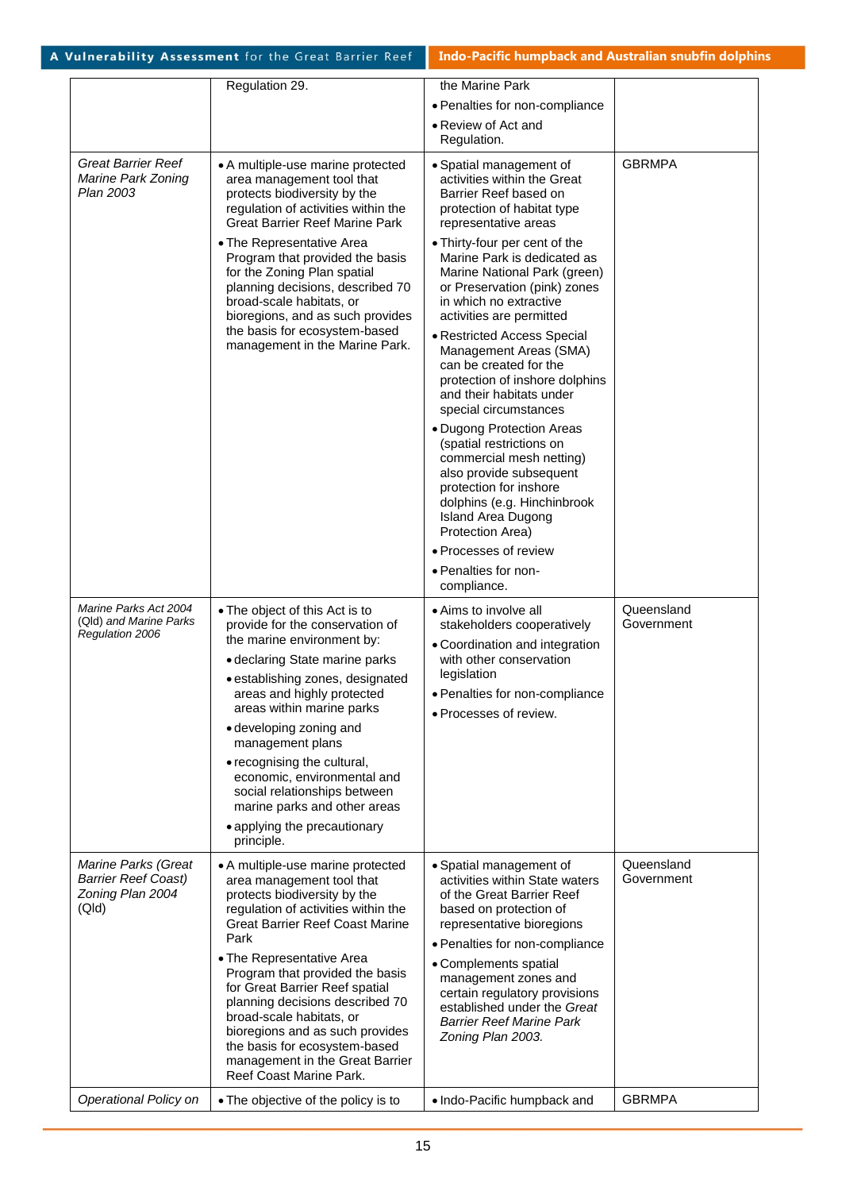| | | | |
|---|---|---|---|
| | Regulation 29. | the Marine Park<br>• Penalties for non-compliance<br>• Review of Act and Regulation. | |
| *Great Barrier Reef Marine Park Zoning Plan 2003* | • A multiple-use marine protected area management tool that protects biodiversity by the regulation of activities within the Great Barrier Reef Marine Park<br>• The Representative Area Program that provided the basis for the Zoning Plan spatial planning decisions, described 70 broad-scale habitats, or bioregions, and as such provides the basis for ecosystem-based management in the Marine Park. | • Spatial management of activities within the Great Barrier Reef based on protection of habitat type representative areas<br>• Thirty-four per cent of the Marine Park is dedicated as Marine National Park (green) or Preservation (pink) zones in which no extractive activities are permitted<br>• Restricted Access Special Management Areas (SMA) can be created for the protection of inshore dolphins and their habitats under special circumstances<br>• Dugong Protection Areas (spatial restrictions on commercial mesh netting) also provide subsequent protection for inshore dolphins (e.g. Hinchinbrook Island Area Dugong Protection Area)<br>• Processes of review<br>• Penalties for non-compliance. | GBRMPA |
| *Marine Parks Act 2004* (Qld) *and Marine Parks Regulation 2006* | • The object of this Act is to provide for the conservation of the marine environment by:<br>• declaring State marine parks<br>• establishing zones, designated areas and highly protected areas within marine parks<br>• developing zoning and management plans<br>• recognising the cultural, economic, environmental and social relationships between marine parks and other areas<br>• applying the precautionary principle. | • Aims to involve all stakeholders cooperatively<br>• Coordination and integration with other conservation legislation<br>• Penalties for non-compliance<br>• Processes of review. | Queensland Government |
| *Marine Parks (Great Barrier Reef Coast) Zoning Plan 2004* (Qld) | • A multiple-use marine protected area management tool that protects biodiversity by the regulation of activities within the Great Barrier Reef Coast Marine Park<br>• The Representative Area Program that provided the basis for Great Barrier Reef spatial planning decisions described 70 broad-scale habitats, or bioregions and as such provides the basis for ecosystem-based management in the Great Barrier Reef Coast Marine Park. | • Spatial management of activities within State waters of the Great Barrier Reef based on protection of representative bioregions<br>• Penalties for non-compliance<br>• Complements spatial management zones and certain regulatory provisions established under the *Great Barrier Reef Marine Park Zoning Plan 2003.* | Queensland Government |
| *Operational Policy on* | • The objective of the policy is to | • Indo-Pacific humpback and | GBRMPA |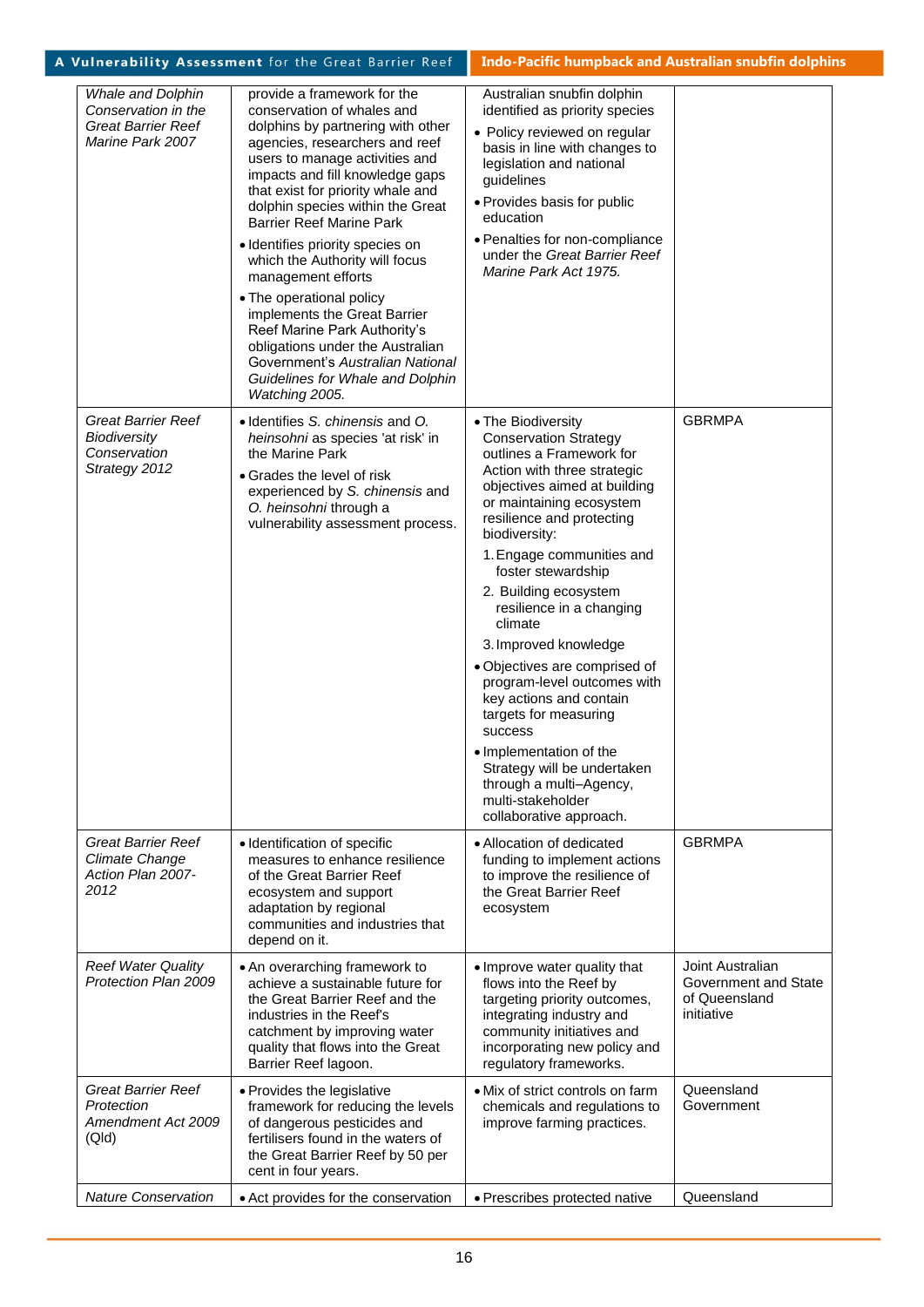| | | | |
|---|---|---|---|
| *Whale and Dolphin Conservation in the Great Barrier Reef Marine Park 2007* | provide a framework for the conservation of whales and dolphins by partnering with other agencies, researchers and reef users to manage activities and impacts and fill knowledge gaps that exist for priority whale and dolphin species within the Great Barrier Reef Marine Park<br>• Identifies priority species on which the Authority will focus management efforts<br>• The operational policy implements the Great Barrier Reef Marine Park Authority's obligations under the Australian Government's *Australian National Guidelines for Whale and Dolphin Watching 2005.* | Australian snubfin dolphin identified as priority species<br>• Policy reviewed on regular basis in line with changes to legislation and national guidelines<br>• Provides basis for public education<br>• Penalties for non-compliance under the *Great Barrier Reef Marine Park Act 1975.* | |
| *Great Barrier Reef Biodiversity Conservation Strategy 2012* | • Identifies *S. chinensis* and *O. heinsohni* as species 'at risk' in the Marine Park<br>• Grades the level of risk experienced by *S. chinensis* and *O. heinsohni* through a vulnerability assessment process. | • The Biodiversity Conservation Strategy outlines a Framework for Action with three strategic objectives aimed at building or maintaining ecosystem resilience and protecting biodiversity:<br>1. Engage communities and foster stewardship<br>2. Building ecosystem resilience in a changing climate<br>3. Improved knowledge<br>• Objectives are comprised of program-level outcomes with key actions and contain targets for measuring success<br>• Implementation of the Strategy will be undertaken through a multi–Agency, multi-stakeholder collaborative approach. | GBRMPA |
| *Great Barrier Reef Climate Change Action Plan 2007-2012* | • Identification of specific measures to enhance resilience of the Great Barrier Reef ecosystem and support adaptation by regional communities and industries that depend on it. | • Allocation of dedicated funding to implement actions to improve the resilience of the Great Barrier Reef ecosystem | GBRMPA |
| *Reef Water Quality Protection Plan 2009* | • An overarching framework to achieve a sustainable future for the Great Barrier Reef and the industries in the Reef's catchment by improving water quality that flows into the Great Barrier Reef lagoon. | • Improve water quality that flows into the Reef by targeting priority outcomes, integrating industry and community initiatives and incorporating new policy and regulatory frameworks. | Joint Australian Government and State of Queensland initiative |
| *Great Barrier Reef Protection Amendment Act 2009* (Qld) | • Provides the legislative framework for reducing the levels of dangerous pesticides and fertilisers found in the waters of the Great Barrier Reef by 50 per cent in four years. | • Mix of strict controls on farm chemicals and regulations to improve farming practices. | Queensland Government |
| *Nature Conservation* | • Act provides for the conservation | • Prescribes protected native | Queensland |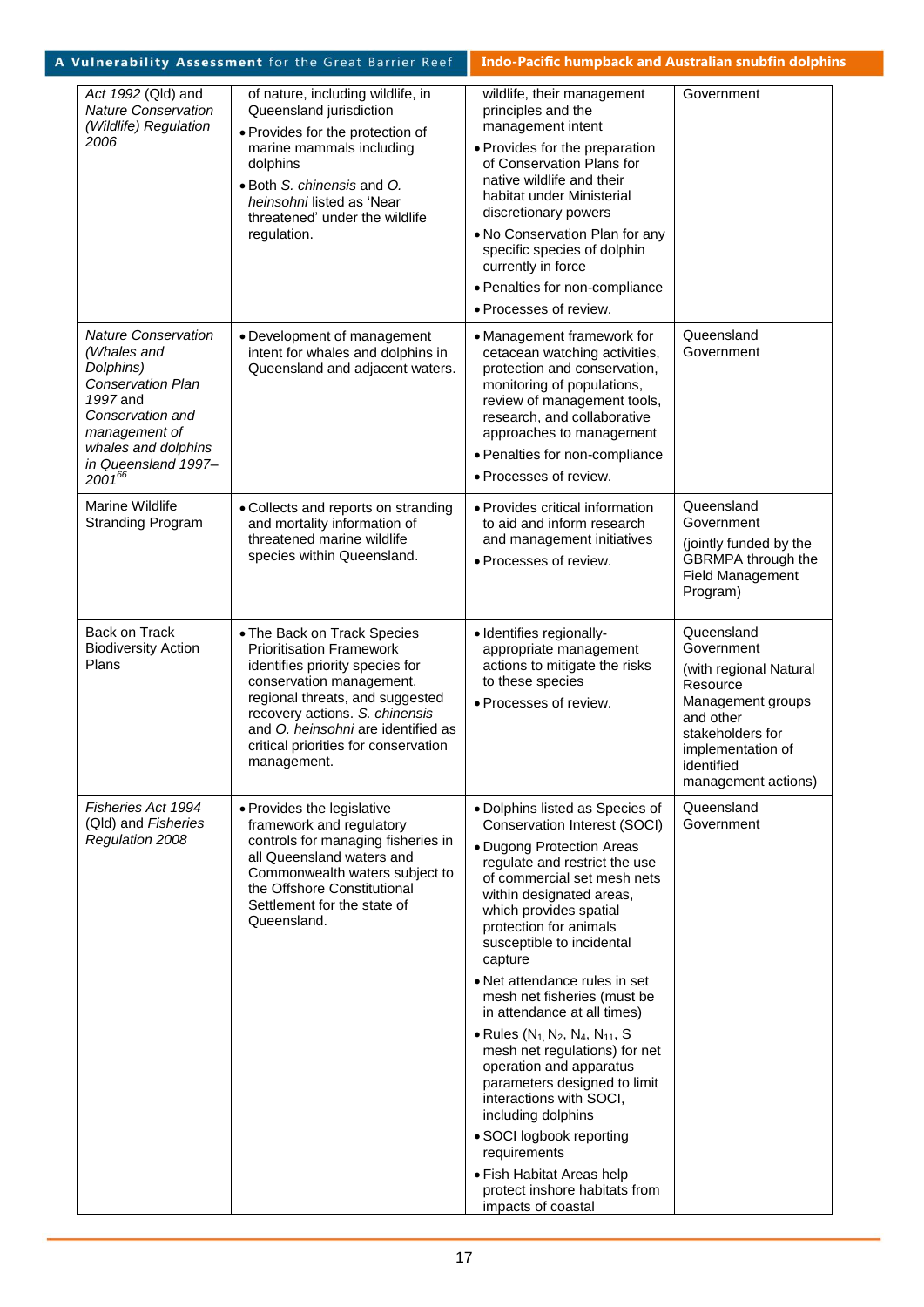| | | | |
|---|---|---|---|
| *Act 1992* (Qld) and *Nature Conservation (Wildlife) Regulation 2006* | of nature, including wildlife, in Queensland jurisdiction<br>• Provides for the protection of marine mammals including dolphins<br>• Both *S. chinensis* and *O. heinsohni* listed as 'Near threatened' under the wildlife regulation. | wildlife, their management principles and the management intent<br>• Provides for the preparation of Conservation Plans for native wildlife and their habitat under Ministerial discretionary powers<br>• No Conservation Plan for any specific species of dolphin currently in force<br>• Penalties for non-compliance<br>• Processes of review. | Government |
| *Nature Conservation (Whales and Dolphins) Conservation Plan 1997* and *Conservation and management of whales and dolphins in Queensland 1997–2001*[66] | • Development of management intent for whales and dolphins in Queensland and adjacent waters. | • Management framework for cetacean watching activities, protection and conservation, monitoring of populations, review of management tools, research, and collaborative approaches to management<br>• Penalties for non-compliance<br>• Processes of review. | Queensland Government |
| Marine Wildlife Stranding Program | • Collects and reports on stranding and mortality information of threatened marine wildlife species within Queensland. | • Provides critical information to aid and inform research and management initiatives<br>• Processes of review. | Queensland Government<br>(jointly funded by the GBRMPA through the Field Management Program) |
| Back on Track Biodiversity Action Plans | • The Back on Track Species Prioritisation Framework identifies priority species for conservation management, regional threats, and suggested recovery actions. *S. chinensis* and *O. heinsohni* are identified as critical priorities for conservation management. | • Identifies regionally-appropriate management actions to mitigate the risks to these species<br>• Processes of review. | Queensland Government<br>(with regional Natural Resource Management groups and other stakeholders for implementation of identified management actions) |
| *Fisheries Act 1994* (Qld) and *Fisheries Regulation 2008* | • Provides the legislative framework and regulatory controls for managing fisheries in all Queensland waters and Commonwealth waters subject to the Offshore Constitutional Settlement for the state of Queensland. | • Dolphins listed as Species of Conservation Interest (SOCI)<br>• Dugong Protection Areas regulate and restrict the use of commercial set mesh nets within designated areas, which provides spatial protection for animals susceptible to incidental capture<br>• Net attendance rules in set mesh net fisheries (must be in attendance at all times)<br>• Rules ($N_1$, $N_2$, $N_4$, $N_{11}$, S mesh net regulations) for net operation and apparatus parameters designed to limit interactions with SOCI, including dolphins<br>• SOCI logbook reporting requirements<br>• Fish Habitat Areas help protect inshore habitats from impacts of coastal | Queensland Government |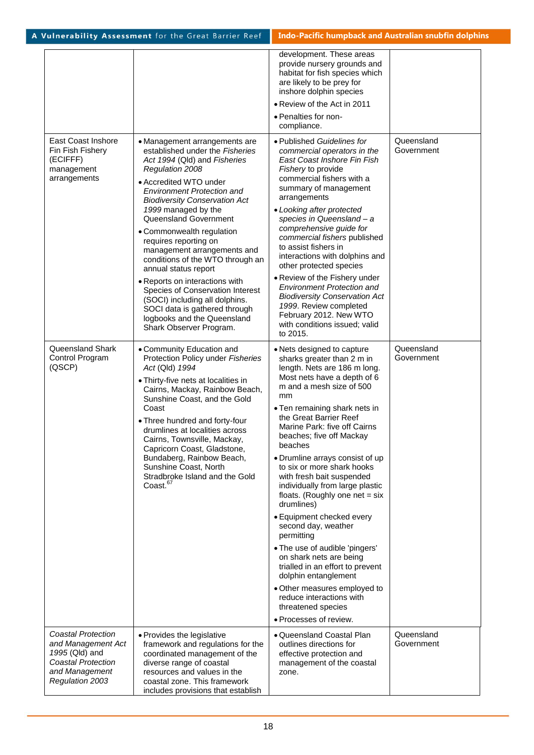| | | | |
|---|---|---|---|
| | | development. These areas provide nursery grounds and habitat for fish species which are likely to be prey for inshore dolphin species<br>• Review of the Act in 2011<br>• Penalties for non-compliance. | |
| East Coast Inshore Fin Fish Fishery (ECIFFF) management arrangements | • Management arrangements are established under the *Fisheries Act 1994* (Qld) and *Fisheries Regulation 2008*<br>• Accredited WTO under *Environment Protection and Biodiversity Conservation Act 1999* managed by the Queensland Government<br>• Commonwealth regulation requires reporting on management arrangements and conditions of the WTO through an annual status report<br>• Reports on interactions with Species of Conservation Interest (SOCI) including all dolphins. SOCI data is gathered through logbooks and the Queensland Shark Observer Program. | • Published *Guidelines for commercial operators in the East Coast Inshore Fin Fish Fishery* to provide commercial fishers with a summary of management arrangements<br>• *Looking after protected species in Queensland – a comprehensive guide for commercial fishers* published to assist fishers in interactions with dolphins and other protected species<br>• Review of the Fishery under *Environment Protection and Biodiversity Conservation Act 1999*. Review completed February 2012. New WTO with conditions issued; valid to 2015. | Queensland Government |
| Queensland Shark Control Program (QSCP) | • Community Education and Protection Policy under *Fisheries Act* (Qld) *1994*<br>• Thirty-five nets at localities in Cairns, Mackay, Rainbow Beach, Sunshine Coast, and the Gold Coast<br>• Three hundred and forty-four drumlines at localities across Cairns, Townsville, Mackay, Capricorn Coast, Gladstone, Bundaberg, Rainbow Beach, Sunshine Coast, North Stradbroke Island and the Gold Coast.[67] | • Nets designed to capture sharks greater than 2 m in length. Nets are 186 m long. Most nets have a depth of 6 m and a mesh size of 500 mm<br>• Ten remaining shark nets in the Great Barrier Reef Marine Park: five off Cairns beaches; five off Mackay beaches<br>• Drumline arrays consist of up to six or more shark hooks with fresh bait suspended individually from large plastic floats. (Roughly one net = six drumlines)<br>• Equipment checked every second day, weather permitting<br>• The use of audible 'pingers' on shark nets are being trialled in an effort to prevent dolphin entanglement<br>• Other measures employed to reduce interactions with threatened species<br>• Processes of review. | Queensland Government |
| *Coastal Protection and Management Act 1995* (Qld) and *Coastal Protection and Management Regulation 2003* | • Provides the legislative framework and regulations for the coordinated management of the diverse range of coastal resources and values in the coastal zone. This framework includes provisions that establish | • Queensland Coastal Plan outlines directions for effective protection and management of the coastal zone. | Queensland Government |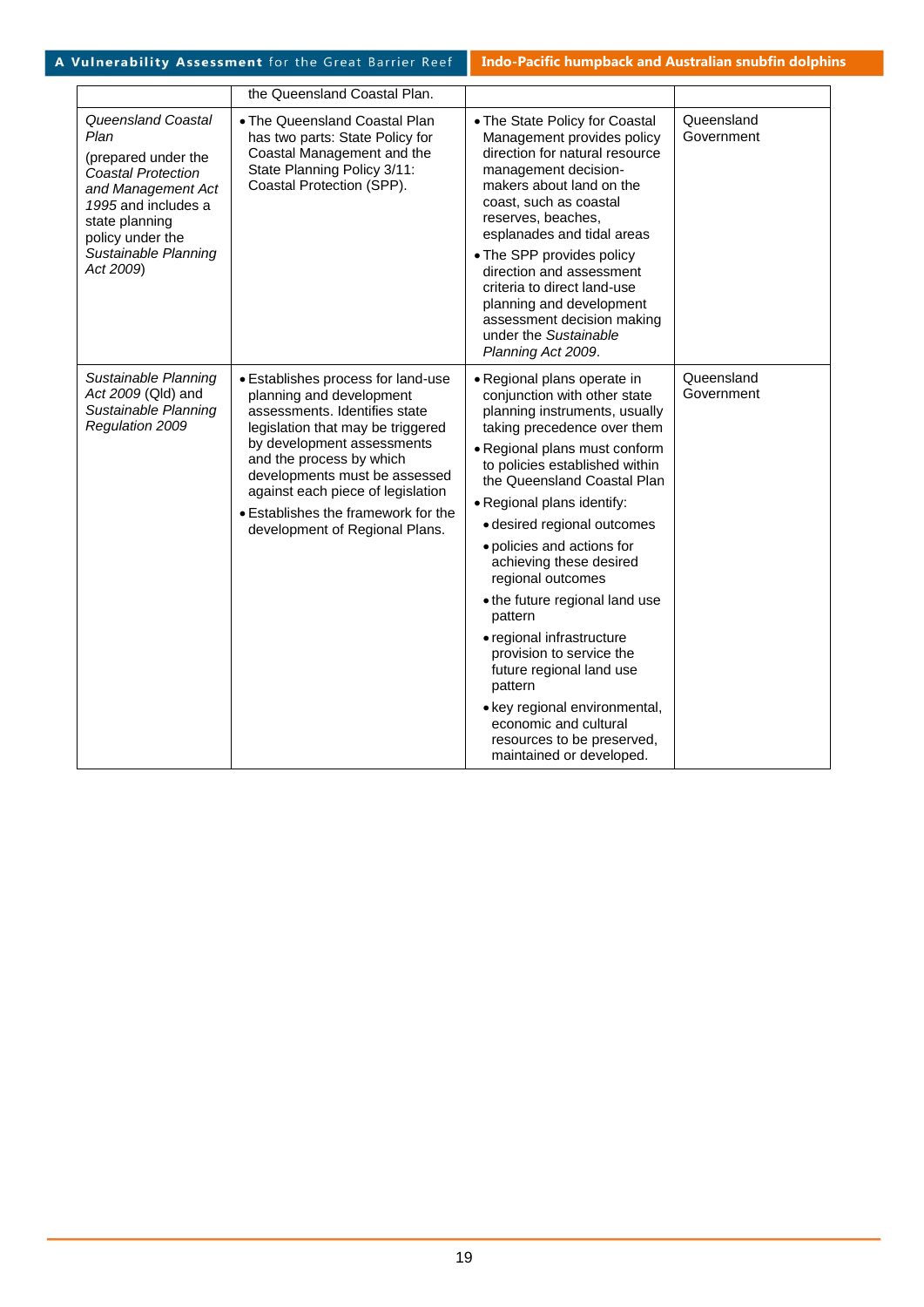| | | | |
|---|---|---|---|
| | the Queensland Coastal Plan. | | |
| *Queensland Coastal Plan* (prepared under the *Coastal Protection and Management Act 1995* and includes a state planning policy under the *Sustainable Planning Act 2009*) | • The Queensland Coastal Plan has two parts: State Policy for Coastal Management and the State Planning Policy 3/11: Coastal Protection (SPP). | • The State Policy for Coastal Management provides policy direction for natural resource management decision-makers about land on the coast, such as coastal reserves, beaches, esplanades and tidal areas<br>• The SPP provides policy direction and assessment criteria to direct land-use planning and development assessment decision making under the *Sustainable Planning Act 2009*. | Queensland Government |
| *Sustainable Planning Act 2009* (Qld) and *Sustainable Planning Regulation 2009* | • Establishes process for land-use planning and development assessments. Identifies state legislation that may be triggered by development assessments and the process by which developments must be assessed against each piece of legislation<br>• Establishes the framework for the development of Regional Plans. | • Regional plans operate in conjunction with other state planning instruments, usually taking precedence over them<br>• Regional plans must conform to policies established within the Queensland Coastal Plan<br>• Regional plans identify:<br>• desired regional outcomes<br>• policies and actions for achieving these desired regional outcomes<br>• the future regional land use pattern<br>• regional infrastructure provision to service the future regional land use pattern<br>• key regional environmental, economic and cultural resources to be preserved, maintained or developed. | Queensland Government |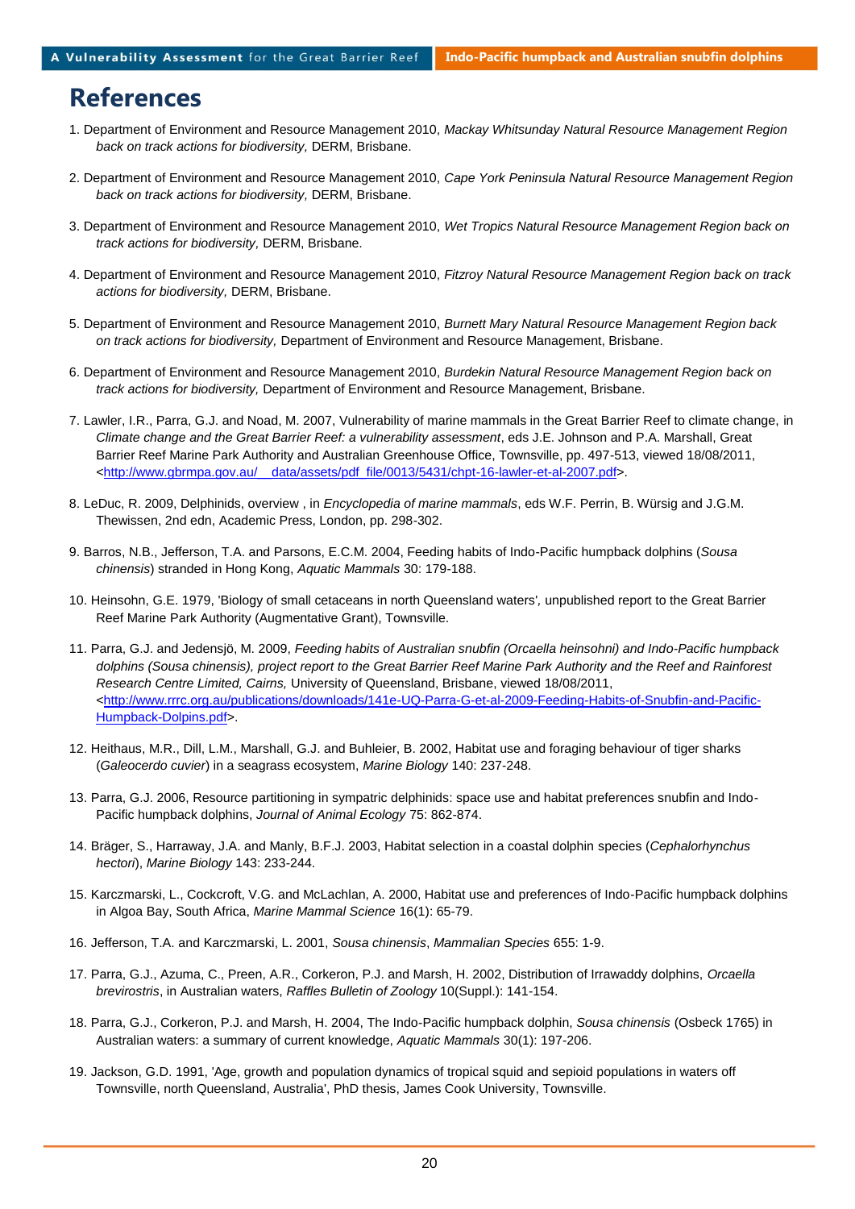# References

1. Department of Environment and Resource Management 2010, *Mackay Whitsunday Natural Resource Management Region back on track actions for biodiversity,* DERM, Brisbane.

2. Department of Environment and Resource Management 2010, *Cape York Peninsula Natural Resource Management Region back on track actions for biodiversity,* DERM, Brisbane.

3. Department of Environment and Resource Management 2010, *Wet Tropics Natural Resource Management Region back on track actions for biodiversity,* DERM, Brisbane.

4. Department of Environment and Resource Management 2010, *Fitzroy Natural Resource Management Region back on track actions for biodiversity,* DERM, Brisbane.

5. Department of Environment and Resource Management 2010, *Burnett Mary Natural Resource Management Region back on track actions for biodiversity,* Department of Environment and Resource Management, Brisbane.

6. Department of Environment and Resource Management 2010, *Burdekin Natural Resource Management Region back on track actions for biodiversity,* Department of Environment and Resource Management, Brisbane.

7. Lawler, I.R., Parra, G.J. and Noad, M. 2007, Vulnerability of marine mammals in the Great Barrier Reef to climate change, in *Climate change and the Great Barrier Reef: a vulnerability assessment*, eds J.E. Johnson and P.A. Marshall, Great Barrier Reef Marine Park Authority and Australian Greenhouse Office, Townsville, pp. 497-513, viewed 18/08/2011, <http://www.gbrmpa.gov.au/__data/assets/pdf_file/0013/5431/chpt-16-lawler-et-al-2007.pdf>.

8. LeDuc, R. 2009, Delphinids, overview , in *Encyclopedia of marine mammals*, eds W.F. Perrin, B. Würsig and J.G.M. Thewissen, 2nd edn, Academic Press, London, pp. 298-302.

9. Barros, N.B., Jefferson, T.A. and Parsons, E.C.M. 2004, Feeding habits of Indo-Pacific humpback dolphins (*Sousa chinensis*) stranded in Hong Kong, *Aquatic Mammals* 30: 179-188.

10. Heinsohn, G.E. 1979, 'Biology of small cetaceans in north Queensland waters', unpublished report to the Great Barrier Reef Marine Park Authority (Augmentative Grant), Townsville.

11. Parra, G.J. and Jedensjö, M. 2009, *Feeding habits of Australian snubfin (Orcaella heinsohni) and Indo-Pacific humpback dolphins (Sousa chinensis), project report to the Great Barrier Reef Marine Park Authority and the Reef and Rainforest Research Centre Limited, Cairns,* University of Queensland, Brisbane, viewed 18/08/2011, <http://www.rrrc.org.au/publications/downloads/141e-UQ-Parra-G-et-al-2009-Feeding-Habits-of-Snubfin-and-Pacific-Humpback-Dolpins.pdf>.

12. Heithaus, M.R., Dill, L.M., Marshall, G.J. and Buhleier, B. 2002, Habitat use and foraging behaviour of tiger sharks (*Galeocerdo cuvier*) in a seagrass ecosystem, *Marine Biology* 140: 237-248.

13. Parra, G.J. 2006, Resource partitioning in sympatric delphinids: space use and habitat preferences snubfin and Indo-Pacific humpback dolphins, *Journal of Animal Ecology* 75: 862-874.

14. Bräger, S., Harraway, J.A. and Manly, B.F.J. 2003, Habitat selection in a coastal dolphin species (*Cephalorhynchus hectori*), *Marine Biology* 143: 233-244.

15. Karczmarski, L., Cockcroft, V.G. and McLachlan, A. 2000, Habitat use and preferences of Indo-Pacific humpback dolphins in Algoa Bay, South Africa, *Marine Mammal Science* 16(1): 65-79.

16. Jefferson, T.A. and Karczmarski, L. 2001, *Sousa chinensis*, *Mammalian Species* 655: 1-9.

17. Parra, G.J., Azuma, C., Preen, A.R., Corkeron, P.J. and Marsh, H. 2002, Distribution of Irrawaddy dolphins, *Orcaella brevirostris*, in Australian waters, *Raffles Bulletin of Zoology* 10(Suppl.): 141-154.

18. Parra, G.J., Corkeron, P.J. and Marsh, H. 2004, The Indo-Pacific humpback dolphin, *Sousa chinensis* (Osbeck 1765) in Australian waters: a summary of current knowledge, *Aquatic Mammals* 30(1): 197-206.

19. Jackson, G.D. 1991, 'Age, growth and population dynamics of tropical squid and sepioid populations in waters off Townsville, north Queensland, Australia', PhD thesis, James Cook University, Townsville.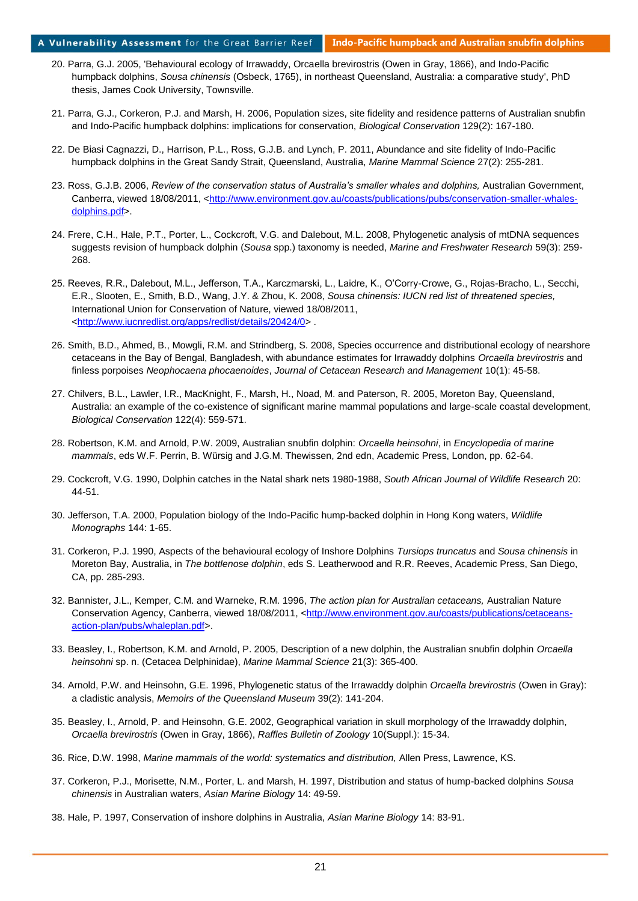20. Parra, G.J. 2005, 'Behavioural ecology of Irrawaddy, Orcaella brevirostris (Owen in Gray, 1866), and Indo-Pacific humpback dolphins, *Sousa chinensis* (Osbeck, 1765), in northeast Queensland, Australia: a comparative study', PhD thesis, James Cook University, Townsville.

21. Parra, G.J., Corkeron, P.J. and Marsh, H. 2006, Population sizes, site fidelity and residence patterns of Australian snubfin and Indo-Pacific humpback dolphins: implications for conservation, *Biological Conservation* 129(2): 167-180.

22. De Biasi Cagnazzi, D., Harrison, P.L., Ross, G.J.B. and Lynch, P. 2011, Abundance and site fidelity of Indo-Pacific humpback dolphins in the Great Sandy Strait, Queensland, Australia, *Marine Mammal Science* 27(2): 255-281.

23. Ross, G.J.B. 2006, *Review of the conservation status of Australia's smaller whales and dolphins,* Australian Government, Canberra, viewed 18/08/2011, <http://www.environment.gov.au/coasts/publications/pubs/conservation-smaller-whales-dolphins.pdf>.

24. Frere, C.H., Hale, P.T., Porter, L., Cockcroft, V.G. and Dalebout, M.L. 2008, Phylogenetic analysis of mtDNA sequences suggests revision of humpback dolphin (*Sousa* spp.) taxonomy is needed, *Marine and Freshwater Research* 59(3): 259-268.

25. Reeves, R.R., Dalebout, M.L., Jefferson, T.A., Karczmarski, L., Laidre, K., O'Corry-Crowe, G., Rojas-Bracho, L., Secchi, E.R., Slooten, E., Smith, B.D., Wang, J.Y. & Zhou, K. 2008, *Sousa chinensis: IUCN red list of threatened species,* International Union for Conservation of Nature, viewed 18/08/2011, <http://www.iucnredlist.org/apps/redlist/details/20424/0> .

26. Smith, B.D., Ahmed, B., Mowgli, R.M. and Strindberg, S. 2008, Species occurrence and distributional ecology of nearshore cetaceans in the Bay of Bengal, Bangladesh, with abundance estimates for Irrawaddy dolphins *Orcaella brevirostris* and finless porpoises *Neophocaena phocaenoides*, *Journal of Cetacean Research and Management* 10(1): 45-58.

27. Chilvers, B.L., Lawler, I.R., MacKnight, F., Marsh, H., Noad, M. and Paterson, R. 2005, Moreton Bay, Queensland, Australia: an example of the co-existence of significant marine mammal populations and large-scale coastal development, *Biological Conservation* 122(4): 559-571.

28. Robertson, K.M. and Arnold, P.W. 2009, Australian snubfin dolphin: *Orcaella heinsohni*, in *Encyclopedia of marine mammals*, eds W.F. Perrin, B. Würsig and J.G.M. Thewissen, 2nd edn, Academic Press, London, pp. 62-64.

29. Cockcroft, V.G. 1990, Dolphin catches in the Natal shark nets 1980-1988, *South African Journal of Wildlife Research* 20: 44-51.

30. Jefferson, T.A. 2000, Population biology of the Indo-Pacific hump-backed dolphin in Hong Kong waters, *Wildlife Monographs* 144: 1-65.

31. Corkeron, P.J. 1990, Aspects of the behavioural ecology of Inshore Dolphins *Tursiops truncatus* and *Sousa chinensis* in Moreton Bay, Australia, in *The bottlenose dolphin*, eds S. Leatherwood and R.R. Reeves, Academic Press, San Diego, CA, pp. 285-293.

32. Bannister, J.L., Kemper, C.M. and Warneke, R.M. 1996, *The action plan for Australian cetaceans,* Australian Nature Conservation Agency, Canberra, viewed 18/08/2011, <http://www.environment.gov.au/coasts/publications/cetaceans-action-plan/pubs/whaleplan.pdf>.

33. Beasley, I., Robertson, K.M. and Arnold, P. 2005, Description of a new dolphin, the Australian snubfin dolphin *Orcaella heinsohni* sp. n. (Cetacea Delphinidae), *Marine Mammal Science* 21(3): 365-400.

34. Arnold, P.W. and Heinsohn, G.E. 1996, Phylogenetic status of the Irrawaddy dolphin *Orcaella brevirostris* (Owen in Gray): a cladistic analysis, *Memoirs of the Queensland Museum* 39(2): 141-204.

35. Beasley, I., Arnold, P. and Heinsohn, G.E. 2002, Geographical variation in skull morphology of the Irrawaddy dolphin, *Orcaella brevirostris* (Owen in Gray, 1866), *Raffles Bulletin of Zoology* 10(Suppl.): 15-34.

36. Rice, D.W. 1998, *Marine mammals of the world: systematics and distribution,* Allen Press, Lawrence, KS.

37. Corkeron, P.J., Morisette, N.M., Porter, L. and Marsh, H. 1997, Distribution and status of hump-backed dolphins *Sousa chinensis* in Australian waters, *Asian Marine Biology* 14: 49-59.

38. Hale, P. 1997, Conservation of inshore dolphins in Australia, *Asian Marine Biology* 14: 83-91.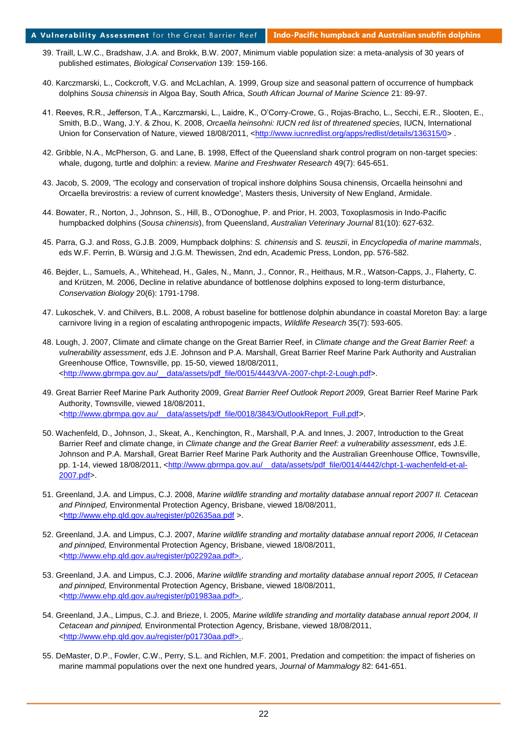39. Traill, L.W.C., Bradshaw, J.A. and Brokk, B.W. 2007, Minimum viable population size: a meta-analysis of 30 years of published estimates, *Biological Conservation* 139: 159-166.

40. Karczmarski, L., Cockcroft, V.G. and McLachlan, A. 1999, Group size and seasonal pattern of occurrence of humpback dolphins *Sousa chinensis* in Algoa Bay, South Africa, *South African Journal of Marine Science* 21: 89-97.

41. Reeves, R.R., Jefferson, T.A., Karczmarski, L., Laidre, K., O'Corry-Crowe, G., Rojas-Bracho, L., Secchi, E.R., Slooten, E., Smith, B.D., Wang, J.Y. & Zhou, K. 2008, *Orcaella heinsohni: IUCN red list of threatened species,* IUCN, International Union for Conservation of Nature, viewed 18/08/2011, <http://www.iucnredlist.org/apps/redlist/details/136315/0> .

42. Gribble, N.A., McPherson, G. and Lane, B. 1998, Effect of the Queensland shark control program on non-target species: whale, dugong, turtle and dolphin: a review. *Marine and Freshwater Research* 49(7): 645-651.

43. Jacob, S. 2009, 'The ecology and conservation of tropical inshore dolphins Sousa chinensis, Orcaella heinsohni and Orcaella brevirostris: a review of current knowledge', Masters thesis, University of New England, Armidale.

44. Bowater, R., Norton, J., Johnson, S., Hill, B., O'Donoghue, P. and Prior, H. 2003, Toxoplasmosis in Indo-Pacific humpbacked dolphins (*Sousa chinensis*), from Queensland, *Australian Veterinary Journal* 81(10): 627-632.

45. Parra, G.J. and Ross, G.J.B. 2009, Humpback dolphins: *S. chinensis* and *S. teuszii*, in *Encyclopedia of marine mammals*, eds W.F. Perrin, B. Würsig and J.G.M. Thewissen, 2nd edn, Academic Press, London, pp. 576-582.

46. Bejder, L., Samuels, A., Whitehead, H., Gales, N., Mann, J., Connor, R., Heithaus, M.R., Watson-Capps, J., Flaherty, C. and Krützen, M. 2006, Decline in relative abundance of bottlenose dolphins exposed to long-term disturbance, *Conservation Biology* 20(6): 1791-1798.

47. Lukoschek, V. and Chilvers, B.L. 2008, A robust baseline for bottlenose dolphin abundance in coastal Moreton Bay: a large carnivore living in a region of escalating anthropogenic impacts, *Wildlife Research* 35(7): 593-605.

48. Lough, J. 2007, Climate and climate change on the Great Barrier Reef, in *Climate change and the Great Barrier Reef: a vulnerability assessment*, eds J.E. Johnson and P.A. Marshall, Great Barrier Reef Marine Park Authority and Australian Greenhouse Office, Townsville, pp. 15-50, viewed 18/08/2011, <http://www.gbrmpa.gov.au/__data/assets/pdf_file/0015/4443/VA-2007-chpt-2-Lough.pdf>.

49. Great Barrier Reef Marine Park Authority 2009, *Great Barrier Reef Outlook Report 2009,* Great Barrier Reef Marine Park Authority, Townsville, viewed 18/08/2011, <http://www.gbrmpa.gov.au/__data/assets/pdf_file/0018/3843/OutlookReport_Full.pdf>.

50. Wachenfeld, D., Johnson, J., Skeat, A., Kenchington, R., Marshall, P.A. and Innes, J. 2007, Introduction to the Great Barrier Reef and climate change, in *Climate change and the Great Barrier Reef: a vulnerability assessment*, eds J.E. Johnson and P.A. Marshall, Great Barrier Reef Marine Park Authority and the Australian Greenhouse Office, Townsville, pp. 1-14, viewed 18/08/2011, <http://www.gbrmpa.gov.au/__data/assets/pdf_file/0014/4442/chpt-1-wachenfeld-et-al-2007.pdf>.

51. Greenland, J.A. and Limpus, C.J. 2008, *Marine wildlife stranding and mortality database annual report 2007 II. Cetacean and Pinniped,* Environmental Protection Agency, Brisbane, viewed 18/08/2011, <http://www.ehp.qld.gov.au/register/p02635aa.pdf >.

52. Greenland, J.A. and Limpus, C.J. 2007, *Marine wildlife stranding and mortality database annual report 2006, II Cetacean and pinniped,* Environmental Protection Agency, Brisbane, viewed 18/08/2011, <http://www.ehp.qld.gov.au/register/p02292aa.pdf>..

53. Greenland, J.A. and Limpus, C.J. 2006, *Marine wildlife stranding and mortality database annual report 2005, II Cetacean and pinniped,* Environmental Protection Agency, Brisbane, viewed 18/08/2011, <http://www.ehp.qld.gov.au/register/p01983aa.pdf>..

54. Greenland, J.A., Limpus, C.J. and Brieze, I. 2005, *Marine wildlife stranding and mortality database annual report 2004, II Cetacean and pinniped,* Environmental Protection Agency, Brisbane, viewed 18/08/2011, <http://www.ehp.qld.gov.au/register/p01730aa.pdf>..

55. DeMaster, D.P., Fowler, C.W., Perry, S.L. and Richlen, M.F. 2001, Predation and competition: the impact of fisheries on marine mammal populations over the next one hundred years, *Journal of Mammalogy* 82: 641-651.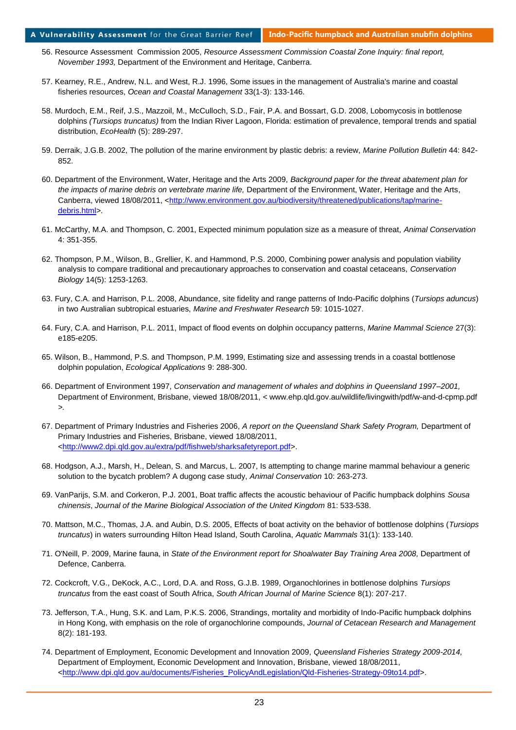56. Resource Assessment Commission 2005, *Resource Assessment Commission Coastal Zone Inquiry: final report, November 1993,* Department of the Environment and Heritage, Canberra.

57. Kearney, R.E., Andrew, N.L. and West, R.J. 1996, Some issues in the management of Australia's marine and coastal fisheries resources, *Ocean and Coastal Management* 33(1-3): 133-146.

58. Murdoch, E.M., Reif, J.S., Mazzoil, M., McCulloch, S.D., Fair, P.A. and Bossart, G.D. 2008, Lobomycosis in bottlenose dolphins *(Tursiops truncatus)* from the Indian River Lagoon, Florida: estimation of prevalence, temporal trends and spatial distribution, *EcoHealth* (5): 289-297.

59. Derraik, J.G.B. 2002, The pollution of the marine environment by plastic debris: a review, *Marine Pollution Bulletin* 44: 842-852.

60. Department of the Environment, Water, Heritage and the Arts 2009, *Background paper for the threat abatement plan for the impacts of marine debris on vertebrate marine life,* Department of the Environment, Water, Heritage and the Arts, Canberra, viewed 18/08/2011, <http://www.environment.gov.au/biodiversity/threatened/publications/tap/marine-debris.html>.

61. McCarthy, M.A. and Thompson, C. 2001, Expected minimum population size as a measure of threat, *Animal Conservation* 4: 351-355.

62. Thompson, P.M., Wilson, B., Grellier, K. and Hammond, P.S. 2000, Combining power analysis and population viability analysis to compare traditional and precautionary approaches to conservation and coastal cetaceans, *Conservation Biology* 14(5): 1253-1263.

63. Fury, C.A. and Harrison, P.L. 2008, Abundance, site fidelity and range patterns of Indo-Pacific dolphins (*Tursiops aduncus*) in two Australian subtropical estuaries, *Marine and Freshwater Research* 59: 1015-1027.

64. Fury, C.A. and Harrison, P.L. 2011, Impact of flood events on dolphin occupancy patterns, *Marine Mammal Science* 27(3): e185-e205.

65. Wilson, B., Hammond, P.S. and Thompson, P.M. 1999, Estimating size and assessing trends in a coastal bottlenose dolphin population, *Ecological Applications* 9: 288-300.

66. Department of Environment 1997, *Conservation and management of whales and dolphins in Queensland 1997–2001,* Department of Environment, Brisbane, viewed 18/08/2011, < www.ehp.qld.gov.au/wildlife/livingwith/pdf/w-and-d-cpmp.pdf >.

67. Department of Primary Industries and Fisheries 2006, *A report on the Queensland Shark Safety Program,* Department of Primary Industries and Fisheries, Brisbane, viewed 18/08/2011, <http://www2.dpi.qld.gov.au/extra/pdf/fishweb/sharksafetyreport.pdf>.

68. Hodgson, A.J., Marsh, H., Delean, S. and Marcus, L. 2007, Is attempting to change marine mammal behaviour a generic solution to the bycatch problem? A dugong case study, *Animal Conservation* 10: 263-273.

69. VanParijs, S.M. and Corkeron, P.J. 2001, Boat traffic affects the acoustic behaviour of Pacific humpback dolphins *Sousa chinensis*, *Journal of the Marine Biological Association of the United Kingdom* 81: 533-538.

70. Mattson, M.C., Thomas, J.A. and Aubin, D.S. 2005, Effects of boat activity on the behavior of bottlenose dolphins (*Tursiops truncatus*) in waters surrounding Hilton Head Island, South Carolina, *Aquatic Mammals* 31(1): 133-140.

71. O'Neill, P. 2009, Marine fauna, in *State of the Environment report for Shoalwater Bay Training Area 2008,* Department of Defence, Canberra.

72. Cockcroft, V.G., DeKock, A.C., Lord, D.A. and Ross, G.J.B. 1989, Organochlorines in bottlenose dolphins *Tursiops truncatus* from the east coast of South Africa, *South African Journal of Marine Science* 8(1): 207-217.

73. Jefferson, T.A., Hung, S.K. and Lam, P.K.S. 2006, Strandings, mortality and morbidity of Indo-Pacific humpback dolphins in Hong Kong, with emphasis on the role of organochlorine compounds, *Journal of Cetacean Research and Management* 8(2): 181-193.

74. Department of Employment, Economic Development and Innovation 2009, *Queensland Fisheries Strategy 2009-2014,* Department of Employment, Economic Development and Innovation, Brisbane, viewed 18/08/2011, <http://www.dpi.qld.gov.au/documents/Fisheries_PolicyAndLegislation/Qld-Fisheries-Strategy-09to14.pdf>.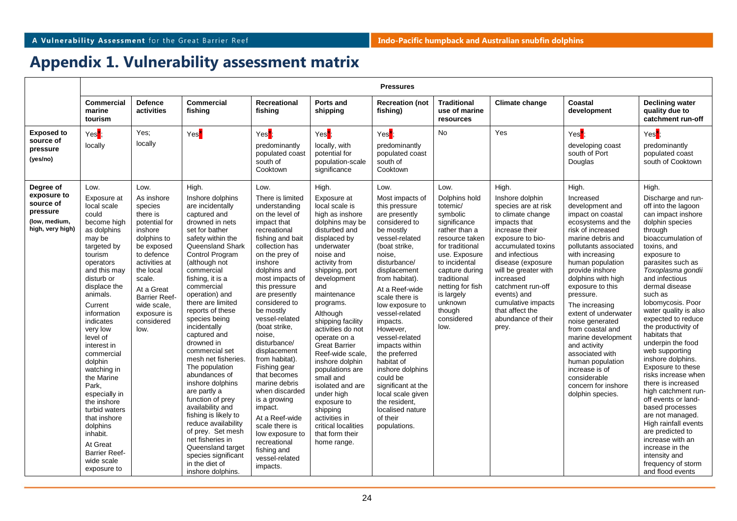# Appendix 1. Vulnerability assessment matrix

| | Pressures | | | | | | | | | |
|---|---|---|---|---|---|---|---|---|---|---|
| | **Commercial marine tourism** | **Defence activities** | **Commercial fishing** | **Recreational fishing** | **Ports and shipping** | **Recreation (not fishing)** | **Traditional use of marine resources** | **Climate change** | **Coastal development** | **Declining water quality due to catchment run-off** |
| **Exposed to source of pressure (yes/no)** | Yes*; locally | Yes; locally | Yes* | Yes*; predominantly populated coast south of Cooktown | Yes*; locally, with potential for population-scale significance | Yes*; predominantly populated coast south of Cooktown | No | Yes | Yes*; developing coast south of Port Douglas | Yes*; predominantly populated coast south of Cooktown |
| **Degree of exposure to source of pressure (low, medium, high, very high)** | Low. Exposure at local scale could become high as dolphins may be targeted by tourism operators and this may disturb or displace the animals. Current information indicates very low level of interest in commercial dolphin watching in the Marine Park, especially in the inshore turbid waters that inshore dolphins inhabit. At Great Barrier Reef-wide scale exposure to | Low. As inshore species there is potential for inshore dolphins to be exposed to defence activities at the local scale. At a Great Barrier Reef-wide scale, exposure is considered low. | High. Inshore dolphins are incidentally captured and drowned in nets set for bather safety within the Queensland Shark Control Program (although not commercial fishing, it is a commercial operation) and there are limited reports of these species being incidentally captured and drowned in commercial set mesh net fisheries. The population abundances of inshore dolphins are partly a function of prey availability and fishing is likely to reduce availability of prey. Set mesh net fisheries in Queensland target species significant in the diet of inshore dolphins. | Low. There is limited understanding on the level of impact that recreational fishing and bait collection has on the prey of inshore dolphins and most impacts of this pressure are presently considered to be mostly vessel-related (boat strike, noise, disturbance/ displacement from habitat). Fishing gear that becomes marine debris when discarded is a growing impact. At a Reef-wide scale there is low exposure to recreational fishing and vessel-related impacts. | High. Exposure at local scale is high as inshore dolphins may be disturbed and displaced by underwater noise and activity from shipping, port development and maintenance programs. Although shipping facility activities do not operate on a Great Barrier Reef-wide scale, inshore dolphin populations are small and isolated and are under high exposure to shipping activities in critical localities that form their home range. | Low. Most impacts of this pressure are presently considered to be mostly vessel-related (boat strike, noise, disturbance/ displacement from habitat). At a Reef-wide scale there is low exposure to vessel-related impacts. However, vessel-related impacts within the preferred habitat of inshore dolphins could be significant at the local scale given the resident, localised nature of their populations. | Low. Dolphins hold totemic/ symbolic significance rather than a resource taken for traditional use. Exposure to incidental capture during traditional netting for fish is largely unknown though considered low. | High. Inshore dolphin species are at risk to climate change impacts that increase their exposure to bio-accumulated toxins and infectious disease (exposure will be greater with increased catchment run-off events) and cumulative impacts that affect the abundance of their prey. | High. Increased development and impact on coastal ecosystems and the risk of increased marine debris and pollutants associated with increasing human population provide inshore dolphins with high exposure to this pressure. The increasing extent of underwater noise generated from coastal and marine development and activity associated with human population increase is of considerable concern for inshore dolphin species. | High. Discharge and run-off into the lagoon can impact inshore dolphin species through bioaccumulation of toxins, and exposure to parasites such as *Toxoplasma gondii* and infectious dermal disease such as lobomycosis. Poor water quality is also expected to reduce the productivity of habitats that underpin the food web supporting inshore dolphins. Exposure to these risks increase when there is increased high catchment run-off events or land-based processes are not managed. High rainfall events are predicted to increase with an increase in the intensity and frequency of storm and flood events |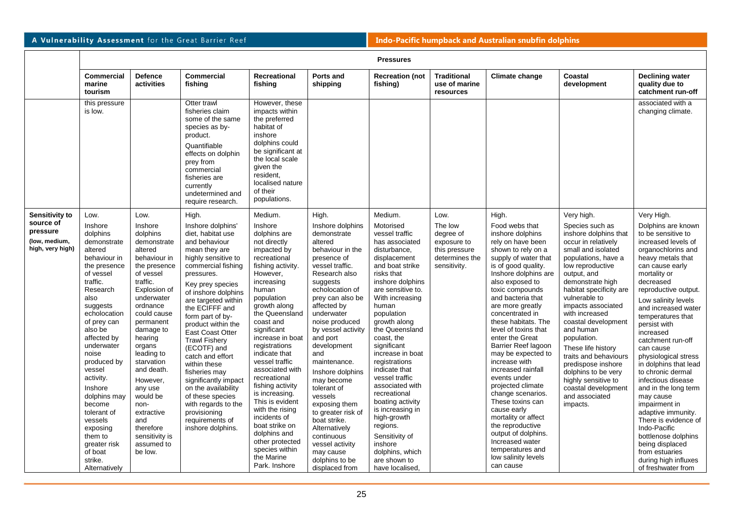| | Pressures | | | | | | | | | |
|---|---|---|---|---|---|---|---|---|---|---|
| | **Commercial marine tourism** | **Defence activities** | **Commercial fishing** | **Recreational fishing** | **Ports and shipping** | **Recreation (not fishing)** | **Traditional use of marine resources** | **Climate change** | **Coastal development** | **Declining water quality due to catchment run-off** |
| | this pressure is low. | | Otter trawl fisheries claim some of the same species as by-product. Quantifiable effects on dolphin prey from commercial fisheries are currently undetermined and require research. | However, these impacts within the preferred habitat of inshore dolphins could be significant at the local scale given the resident, localised nature of their populations. | | | | | | associated with a changing climate. |
| **Sensitivity to source of pressure (low, medium, high, very high)** | Low. Inshore dolphins demonstrate altered behaviour in the presence of vessel traffic. Research also suggests echolocation of prey can also be affected by underwater noise produced by vessel activity. Inshore dolphins may become tolerant of vessels exposing them to greater risk of boat strike. Alternatively | Low. Inshore dolphins demonstrate altered behaviour in the presence of vessel traffic. Explosion of underwater ordnance could cause permanent damage to hearing organs leading to starvation and death. However, any use would be non-extractive and therefore sensitivity is assumed to be low. | High. Inshore dolphins' diet, habitat use and behaviour mean they are highly sensitive to commercial fishing pressures. Key prey species of inshore dolphins are targeted within the ECIFFF and form part of by-product within the East Coast Otter Trawl Fishery (ECOTF) and catch and effort within these fisheries may significantly impact on the availability of these species with regards to the provisioning requirements of inshore dolphins. | Medium. Inshore dolphins are not directly impacted by recreational fishing activity. However, increasing human population growth along the Queensland coast and significant increase in boat registrations indicate that vessel traffic associated with recreational fishing activity is increasing. This is evident with the rising incidents of boat strike on dolphins and other protected species within the Marine Park. Inshore | High. Inshore dolphins demonstrate altered behaviour in the presence of vessel traffic. Research also suggests echolocation of prey can also be affected by underwater noise produced by vessel activity and port development and maintenance. Inshore dolphins may become tolerant of vessels exposing them to greater risk of boat strike. Alternatively continuous vessel activity may cause dolphins to be displaced from | Medium. Motorised vessel traffic has associated disturbance, displacement and boat strike risks that inshore dolphins are sensitive to. With increasing human population growth along the Queensland coast, the significant increase in boat registrations indicate that vessel traffic associated with recreational boating activity is increasing in high-growth regions. Sensitivity of inshore dolphins, which are shown to have localised, | Low. The low degree of exposure to this pressure determines the sensitivity. | High. Food webs that inshore dolphins rely on have been shown to rely on a supply of water that is of good quality. Inshore dolphins are also exposed to toxic compounds and bacteria that are more greatly concentrated in these habitats. The level of toxins that enter the Great Barrier Reef lagoon may be expected to increase with increased rainfall events under projected climate change scenarios. These toxins can cause early mortality or affect the reproductive output of dolphins. Increased water temperatures and low salinity levels can cause | Very high. Species such as inshore dolphins that occur in relatively small and isolated populations, have a low reproductive output, and demonstrate high habitat specificity are vulnerable to impacts associated with increased coastal development and human population. These life history traits and behaviours predispose inshore dolphins to be very highly sensitive to coastal development and associated impacts. | Very High. Dolphins are known to be sensitive to increased levels of organochlorins and heavy metals that can cause early mortality or decreased reproductive output. Low salinity levels and increased water temperatures that persist with increased catchment run-off can cause physiological stress in dolphins that lead to chronic dermal infectious disease and in the long term may cause impairment in adaptive immunity. There is evidence of Indo-Pacific bottlenose dolphins being displaced from estuaries during high influxes of freshwater from |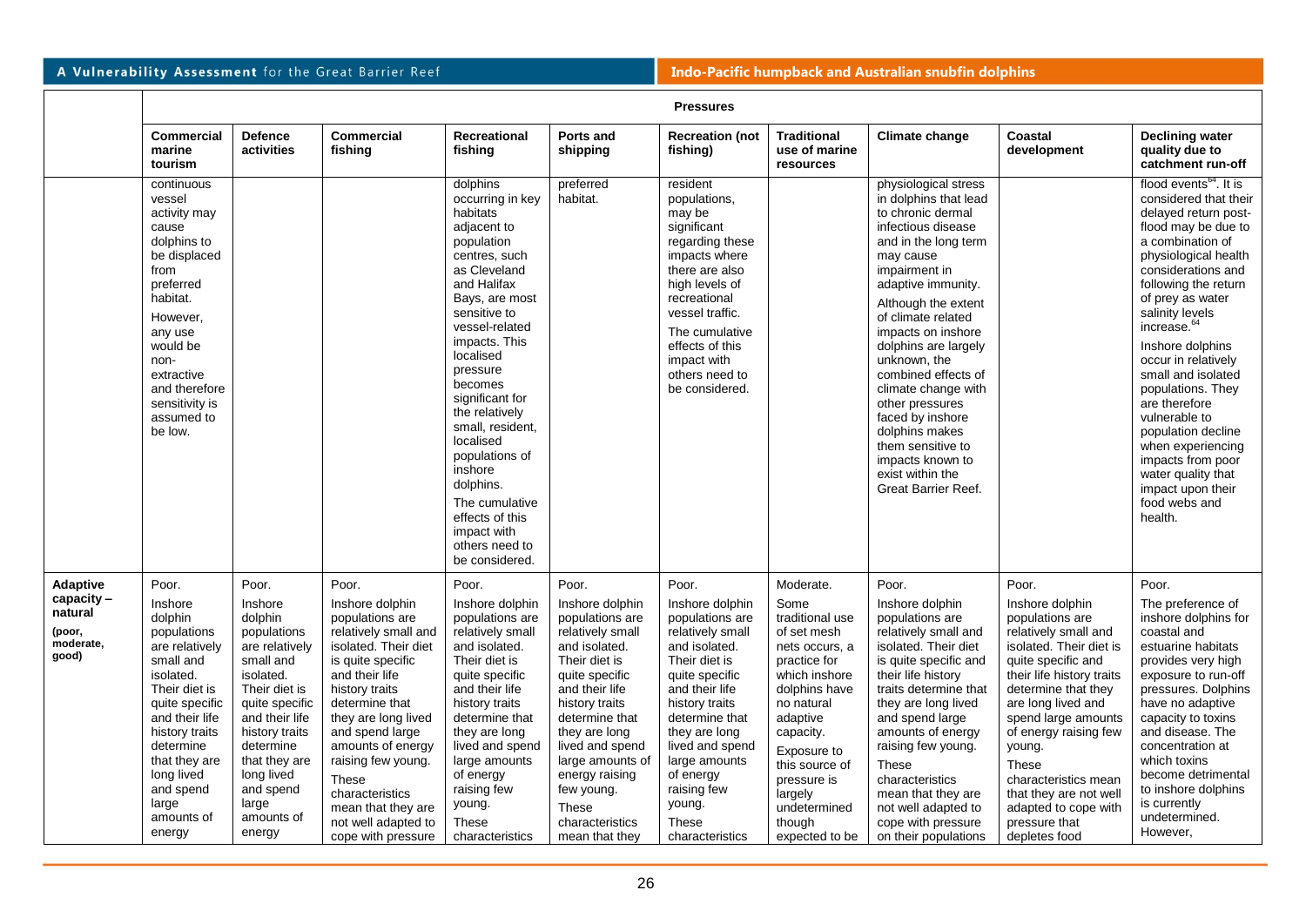| | Pressures | | | | | | | | | |
|---|---|---|---|---|---|---|---|---|---|---|
| | **Commercial marine tourism** | **Defence activities** | **Commercial fishing** | **Recreational fishing** | **Ports and shipping** | **Recreation (not fishing)** | **Traditional use of marine resources** | **Climate change** | **Coastal development** | **Declining water quality due to catchment run-off** |
| | continuous vessel activity may cause dolphins to be displaced from preferred habitat. However, any use would be non-extractive and therefore sensitivity is assumed to be low. | | | dolphins occurring in key habitats adjacent to population centres, such as Cleveland and Halifax Bays, are most sensitive to vessel-related impacts. This localised pressure becomes significant for the relatively small, resident, localised populations of inshore dolphins. The cumulative effects of this impact with others need to be considered. | preferred habitat. | resident populations, may be significant regarding these impacts where there are also high levels of recreational vessel traffic. The cumulative effects of this impact with others need to be considered. | | physiological stress in dolphins that lead to chronic dermal infectious disease and in the long term may cause impairment in adaptive immunity. Although the extent of climate related impacts on inshore dolphins are largely unknown, the combined effects of climate change with other pressures faced by inshore dolphins makes them sensitive to impacts known to exist within the Great Barrier Reef. | | flood events[64]. It is considered that their delayed return post-flood may be due to a combination of physiological health considerations and following the return of prey as water salinity levels increase.[64] Inshore dolphins occur in relatively small and isolated populations. They are therefore vulnerable to population decline when experiencing impacts from poor water quality that impact upon their food webs and health. |
| **Adaptive capacity – natural** (poor, moderate, good) | Poor. Inshore dolphin populations are relatively small and isolated. Their diet is quite specific and their life history traits determine that they are long lived and spend large amounts of energy | Poor. Inshore dolphin populations are relatively small and isolated. Their diet is quite specific and their life history traits determine that they are long lived and spend large amounts of energy | Poor. Inshore dolphin populations are relatively small and isolated. Their diet is quite specific and their life history traits determine that they are long lived and spend large amounts of energy raising few young. These characteristics mean that they are not well adapted to cope with pressure | Poor. Inshore dolphin populations are relatively small and isolated. Their diet is quite specific and their life history traits determine that they are long lived and spend large amounts of energy raising few young. These characteristics | Poor. Inshore dolphin populations are relatively small and isolated. Their diet is quite specific and their life history traits determine that they are long lived and spend large amounts of energy raising few young. These characteristics mean that they | Poor. Inshore dolphin populations are relatively small and isolated. Their diet is quite specific and their life history traits determine that they are long lived and spend large amounts of energy raising few young. These characteristics | Moderate. Some traditional use of set mesh nets occurs, a practice for which inshore dolphins have no natural adaptive capacity. Exposure to this source of pressure is largely undetermined though expected to be | Poor. Inshore dolphin populations are relatively small and isolated. Their diet is quite specific and their life history traits determine that they are long lived and spend large amounts of energy raising few young. These characteristics mean that they are not well adapted to cope with pressure on their populations | Poor. Inshore dolphin populations are relatively small and isolated. Their diet is quite specific and their life history traits determine that they are long lived and spend large amounts of energy raising few young. These characteristics mean that they are not well adapted to cope with pressure that depletes food | Poor. The preference of inshore dolphins for coastal and estuarine habitats provides very high exposure to run-off pressures. Dolphins have no adaptive capacity to toxins and disease. The concentration at which toxins become detrimental to inshore dolphins is currently undetermined. However, |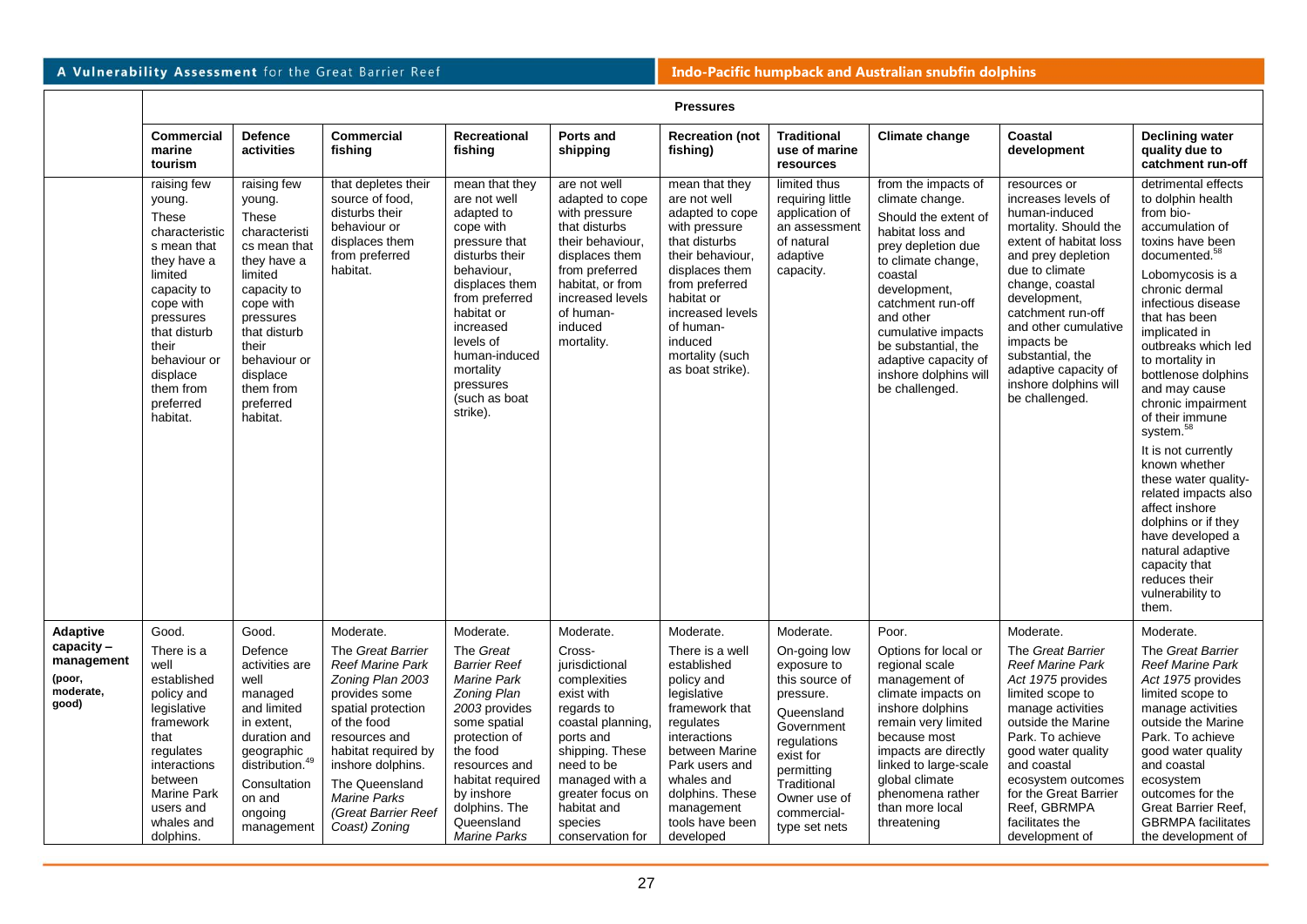| | Pressures | | | | | | | | | |
|---|---|---|---|---|---|---|---|---|---|---|
| | **Commercial marine tourism** | **Defence activities** | **Commercial fishing** | **Recreational fishing** | **Ports and shipping** | **Recreation (not fishing)** | **Traditional use of marine resources** | **Climate change** | **Coastal development** | **Declining water quality due to catchment run-off** |
| | raising few young. These characteristics mean that they have a limited capacity to cope with pressures that disturb their behaviour or displace them from preferred habitat. | raising few young. These characteristics mean that they have a limited capacity to cope with pressures that disturb their behaviour or displace them from preferred habitat. | that depletes their source of food, disturbs their behaviour or displaces them from preferred habitat. | mean that they are not well adapted to cope with pressure that disturbs their behaviour, displaces them from preferred habitat or increased levels of human-induced mortality pressures (such as boat strike). | are not well adapted to cope with pressure that disturbs their behaviour, displaces them from preferred habitat, or from increased levels of human-induced mortality. | mean that they are not well adapted to cope with pressure that disturbs their behaviour, displaces them from preferred habitat or increased levels of human-induced mortality (such as boat strike). | limited thus requiring little application of an assessment of natural adaptive capacity. | from the impacts of climate change. Should the extent of habitat loss and prey depletion due to climate change, coastal development, catchment run-off and other cumulative impacts be substantial, the adaptive capacity of inshore dolphins will be challenged. | resources or increases levels of human-induced mortality. Should the extent of habitat loss and prey depletion due to climate change, coastal development, catchment run-off and other cumulative impacts be substantial, the adaptive capacity of inshore dolphins will be challenged. | detrimental effects to dolphin health from bio-accumulation of toxins have been documented.[58] Lobomycosis is a chronic dermal infectious disease that has been implicated in outbreaks which led to mortality in bottlenose dolphins and may cause chronic impairment of their immune system.[58] It is not currently known whether these water quality-related impacts also affect inshore dolphins or if they have developed a natural adaptive capacity that reduces their vulnerability to them. |
| **Adaptive capacity – management (poor, moderate, good)** | Good. There is a well established policy and legislative framework that regulates interactions between Marine Park users and whales and dolphins. | Good. Defence activities are well managed and limited in extent, duration and geographic distribution.[49] Consultation on and ongoing management | Moderate. The *Great Barrier Reef Marine Park Zoning Plan 2003* provides some spatial protection of the food resources and habitat required by inshore dolphins. The *Queensland Marine Parks (Great Barrier Reef Coast) Zoning* | Moderate. The *Great Barrier Reef Marine Park Zoning Plan 2003* provides some spatial protection of the food resources and habitat required by inshore dolphins. The Queensland *Marine Parks* | Moderate. Cross-jurisdictional complexities exist with regards to coastal planning, ports and shipping. These need to be managed with a greater focus on habitat and species conservation for | Moderate. There is a well established policy and legislative framework that regulates interactions between Marine Park users and whales and dolphins. These management tools have been developed | Moderate. On-going low exposure to this source of pressure. Queensland Government regulations exist for permitting Traditional Owner use of commercial-type set nets | Poor. Options for local or regional scale management of climate impacts on inshore dolphins remain very limited because most impacts are directly linked to large-scale global climate phenomena rather than more local threatening | Moderate. The *Great Barrier Reef Marine Park Act 1975* provides limited scope to manage activities outside the Marine Park. To achieve good water quality and coastal ecosystem outcomes for the Great Barrier Reef, GBRMPA facilitates the development of | Moderate. The *Great Barrier Reef Marine Park Act 1975* provides limited scope to manage activities outside the Marine Park. To achieve good water quality and coastal ecosystem outcomes for the Great Barrier Reef, GBRMPA facilitates the development of |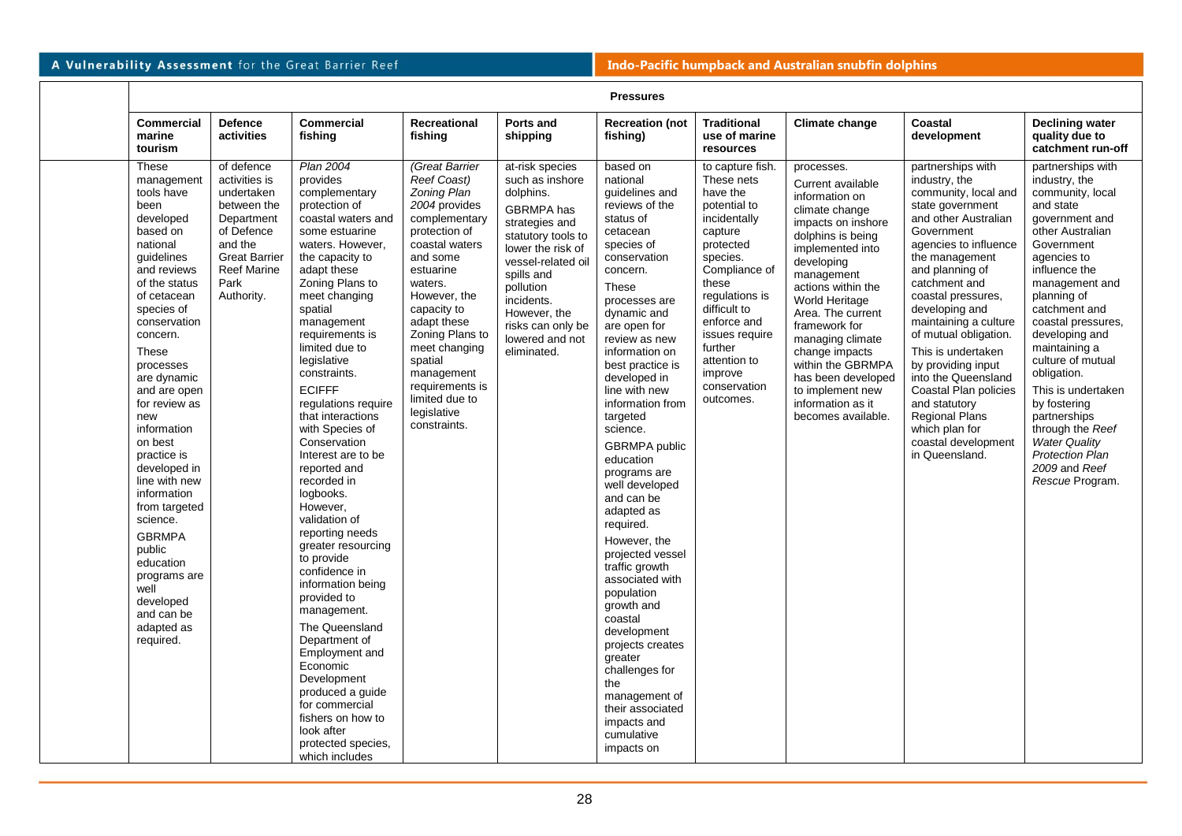| | Pressures | | | | | | | | | |
|---|---|---|---|---|---|---|---|---|---|---|
| | **Commercial marine tourism** | **Defence activities** | **Commercial fishing** | **Recreational fishing** | **Ports and shipping** | **Recreation (not fishing)** | **Traditional use of marine resources** | **Climate change** | **Coastal development** | **Declining water quality due to catchment run-off** |
| | These management tools have been developed based on national guidelines and reviews of the status of cetacean species of conservation concern. These processes are dynamic and are open for review as new information on best practice is developed in line with new information from targeted science. GBRMPA public education programs are well developed and can be adapted as required. | of defence activities is undertaken between the Department of Defence and the Great Barrier Reef Marine Park Authority. | *Plan 2004* provides complementary protection of coastal waters and some estuarine waters. However, the capacity to adapt these Zoning Plans to meet changing spatial management requirements is limited due to legislative constraints. ECIFFF regulations require that interactions with Species of Conservation Interest are to be reported and recorded in logbooks. However, validation of reporting needs greater resourcing to provide confidence in information being provided to management. The Queensland Department of Employment and Economic Development produced a guide for commercial fishers on how to look after protected species, which includes | *(Great Barrier Reef Coast) Zoning Plan 2004* provides complementary protection of coastal waters and some estuarine waters. However, the capacity to adapt these Zoning Plans to meet changing spatial management requirements is limited due to legislative constraints. | at-risk species such as inshore dolphins. GBRMPA has strategies and statutory tools to lower the risk of vessel-related oil spills and pollution incidents. However, the risks can only be lowered and not eliminated. | based on national guidelines and reviews of the status of cetacean species of conservation concern. These processes are dynamic and are open for review as new information on best practice is developed in line with new information from targeted science. GBRMPA public education programs are well developed and can be adapted as required. However, the projected vessel traffic growth associated with population growth and coastal development projects creates greater challenges for the management of their associated impacts and cumulative impacts on | to capture fish. These nets have the potential to incidentally capture protected species. Compliance of these regulations is difficult to enforce and issues require further attention to improve conservation outcomes. | processes. Current available information on climate change impacts on inshore dolphins is being implemented into developing management actions within the World Heritage Area. The current framework for managing climate change impacts within the GBRMPA has been developed to implement new information as it becomes available. | partnerships with industry, the community, local and state government and other Australian Government agencies to influence the management and planning of catchment and coastal pressures, developing and maintaining a culture of mutual obligation. This is undertaken by providing input into the Queensland Coastal Plan policies and statutory Regional Plans which plan for coastal development in Queensland. | partnerships with industry, the community, local and state government and other Australian Government agencies to influence the management and planning of catchment and coastal pressures, developing and maintaining a culture of mutual obligation. This is undertaken by fostering partnerships through the *Reef Water Quality Protection Plan 2009* and *Reef Rescue* Program. |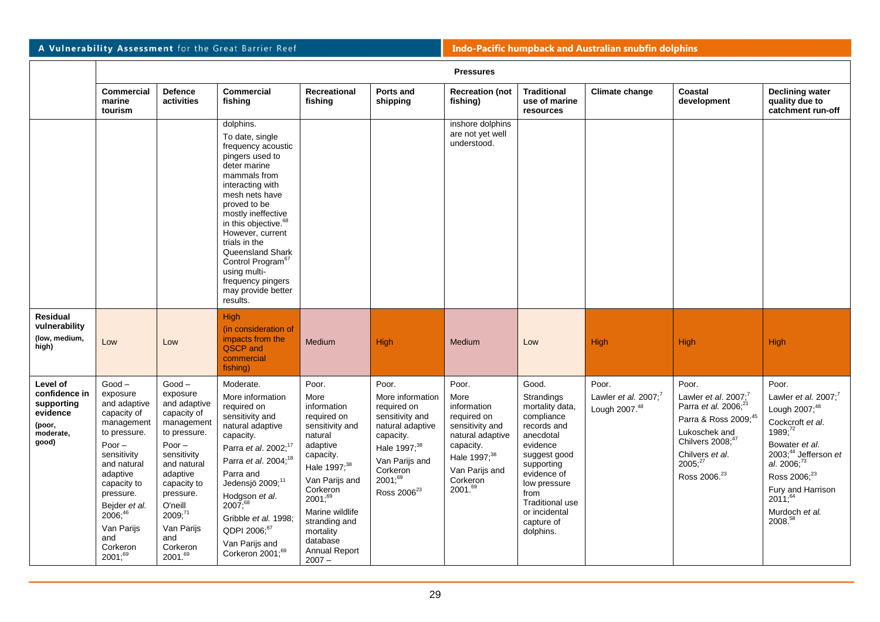| | Pressures | | | | | | | | | |
|---|---|---|---|---|---|---|---|---|---|---|
| | **Commercial marine tourism** | **Defence activities** | **Commercial fishing** | **Recreational fishing** | **Ports and shipping** | **Recreation (not fishing)** | **Traditional use of marine resources** | **Climate change** | **Coastal development** | **Declining water quality due to catchment run-off** |
| | | | dolphins. To date, single frequency acoustic pingers used to deter marine mammals from interacting with mesh nets have proved to be mostly ineffective in this objective.[68] However, current trials in the Queensland Shark Control Program[67] using multi-frequency pingers may provide better results. | | | inshore dolphins are not yet well understood. | | | | |
| **Residual vulnerability** **(low, medium, high)** | Low | Low | High (in consideration of impacts from the QSCP and commercial fishing) | Medium | High | Medium | Low | High | High | High |
| **Level of confidence in supporting evidence** **(poor, moderate, good)** | Good – exposure and adaptive capacity of management to pressure. Poor – sensitivity and natural adaptive capacity to pressure. Bejder *et al.* 2006;[46] Van Parijs and Corkeron 2001;[69] | Good – exposure and adaptive capacity of management to pressure. Poor – sensitivity and natural adaptive capacity to pressure. O'neill 2009;[71] Van Parijs and Corkeron 2001.[69] | Moderate. More information required on sensitivity and natural adaptive capacity. Parra *et al.* 2002;[17] Parra *et al.* 2004;[18] Parra and Jedensjö 2009;[11] Hodgson *et al.* 2007;[68] Gribble *et al.* 1998; QDPI 2006;[67] Van Parijs and Corkeron 2001;[69] | Poor. More information required on sensitivity and natural adaptive capacity. Hale 1997;[38] Van Parijs and Corkeron 2001;[69] Marine wildlife stranding and mortality database Annual Report 2007 – | Poor. More information required on sensitivity and natural adaptive capacity. Hale 1997;[38] Van Parijs and Corkeron 2001;[69] Ross 2006[23] | Poor. More information required on sensitivity and natural adaptive capacity. Hale 1997;[38] Van Parijs and Corkeron 2001.[69] | Good. Strandings mortality data, compliance records and anecdotal evidence suggest good supporting evidence of low pressure from Traditional use or incidental capture of dolphins. | Poor. Lawler *et al.* 2007;[7] Lough 2007.[48] | Poor. Lawler *et al.* 2007;[7] Parra *et al.* 2006;[21] Parra & Ross 2009;[45] Lukoschek and Chilvers 2008;[47] Chilvers *et al.* 2005;[27] Ross 2006.[23] | Poor. Lawler *et al.* 2007;[7] Lough 2007;[48] Cockcroft *et al.* 1989;[72] Bowater *et al.* 2003;[44] Jefferson *et al.* 2006;[73] Ross 2006;[23] Fury and Harrison 2011;[64] Murdoch *et al.* 2008.[58] |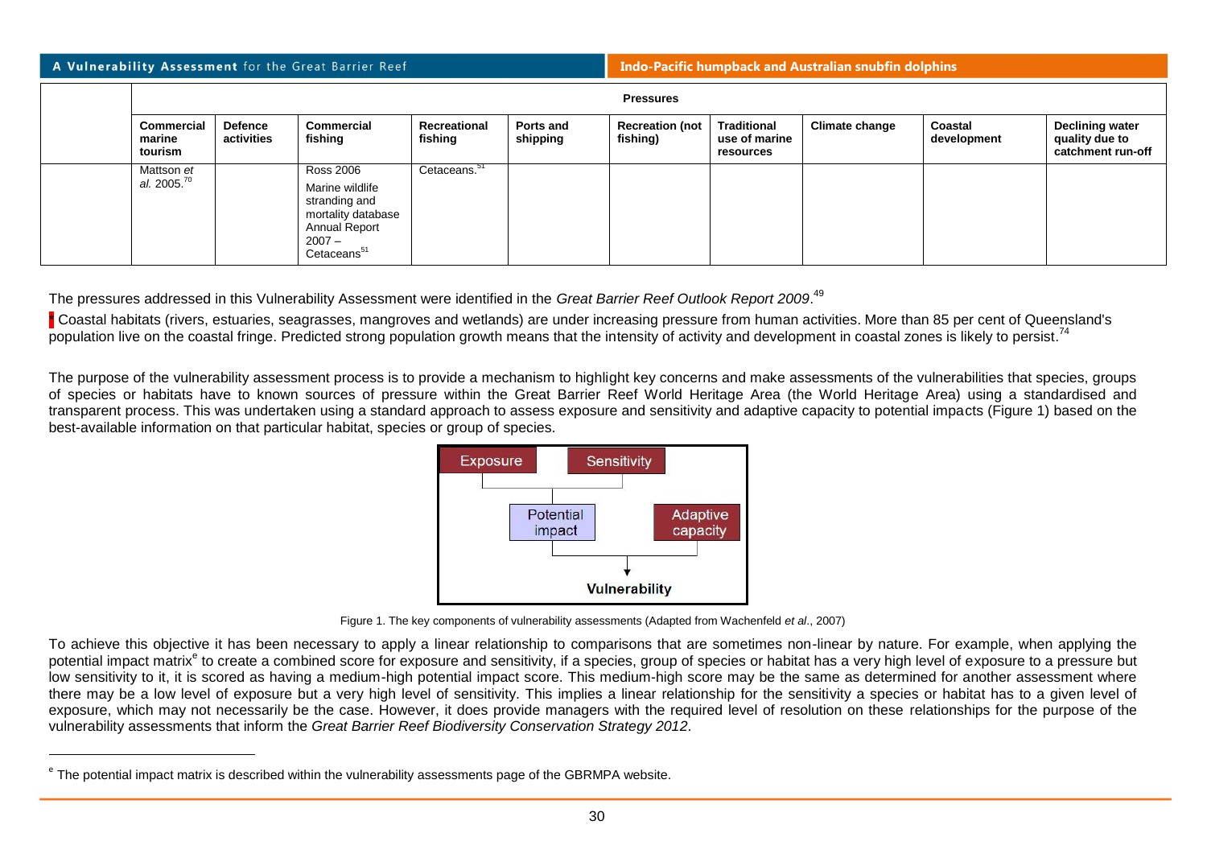| | Pressures | | | | | | | | | |
|---|---|---|---|---|---|---|---|---|---|---|
| | Commercial marine tourism | Defence activities | Commercial fishing | Recreational fishing | Ports and shipping | Recreation (not fishing) | Traditional use of marine resources | Climate change | Coastal development | Declining water quality due to catchment run-off |
| | Mattson *et al.* 2005.[70] | | Ross 2006<br>Marine wildlife stranding and mortality database Annual Report 2007 – Cetaceans[51] | Cetaceans.[51] | | | | | | |

The pressures addressed in this Vulnerability Assessment were identified in the *Great Barrier Reef Outlook Report 2009*.[49]

[*] Coastal habitats (rivers, estuaries, seagrasses, mangroves and wetlands) are under increasing pressure from human activities. More than 85 per cent of Queensland's population live on the coastal fringe. Predicted strong population growth means that the intensity of activity and development in coastal zones is likely to persist.[74]

The purpose of the vulnerability assessment process is to provide a mechanism to highlight key concerns and make assessments of the vulnerabilities that species, groups of species or habitats have to known sources of pressure within the Great Barrier Reef World Heritage Area (the World Heritage Area) using a standardised and transparent process. This was undertaken using a standard approach to assess exposure and sensitivity and adaptive capacity to potential impacts (Figure 1) based on the best-available information on that particular habitat, species or group of species.

Exposure | Sensitivity | Potential impact | Adaptive capacity | Vulnerability

Figure 1. The key components of vulnerability assessments (Adapted from Wachenfeld *et al*., 2007)

To achieve this objective it has been necessary to apply a linear relationship to comparisons that are sometimes non-linear by nature. For example, when applying the potential impact matrix[e] to create a combined score for exposure and sensitivity, if a species, group of species or habitat has a very high level of exposure to a pressure but low sensitivity to it, it is scored as having a medium-high potential impact score. This medium-high score may be the same as determined for another assessment where there may be a low level of exposure but a very high level of sensitivity. This implies a linear relationship for the sensitivity a species or habitat has to a given level of exposure, which may not necessarily be the case. However, it does provide managers with the required level of resolution on these relationships for the purpose of the vulnerability assessments that inform the *Great Barrier Reef Biodiversity Conservation Strategy 2012*.

[e] The potential impact matrix is described within the vulnerability assessments page of the GBRMPA website.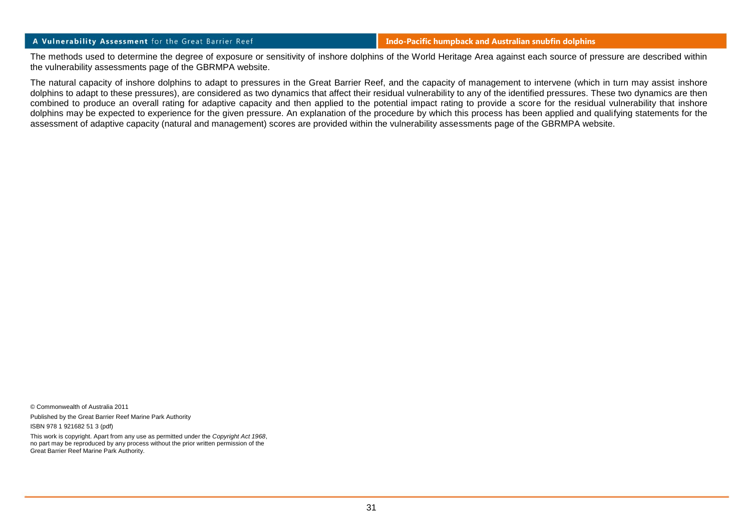The methods used to determine the degree of exposure or sensitivity of inshore dolphins of the World Heritage Area against each source of pressure are described within the vulnerability assessments page of the GBRMPA website.

The natural capacity of inshore dolphins to adapt to pressures in the Great Barrier Reef, and the capacity of management to intervene (which in turn may assist inshore dolphins to adapt to these pressures), are considered as two dynamics that affect their residual vulnerability to any of the identified pressures. These two dynamics are then combined to produce an overall rating for adaptive capacity and then applied to the potential impact rating to provide a score for the residual vulnerability that inshore dolphins may be expected to experience for the given pressure. An explanation of the procedure by which this process has been applied and qualifying statements for the assessment of adaptive capacity (natural and management) scores are provided within the vulnerability assessments page of the GBRMPA website.

© Commonwealth of Australia 2011

Published by the Great Barrier Reef Marine Park Authority

ISBN 978 1 921682 51 3 (pdf)

This work is copyright. Apart from any use as permitted under the *Copyright Act 1968*, no part may be reproduced by any process without the prior written permission of the Great Barrier Reef Marine Park Authority.